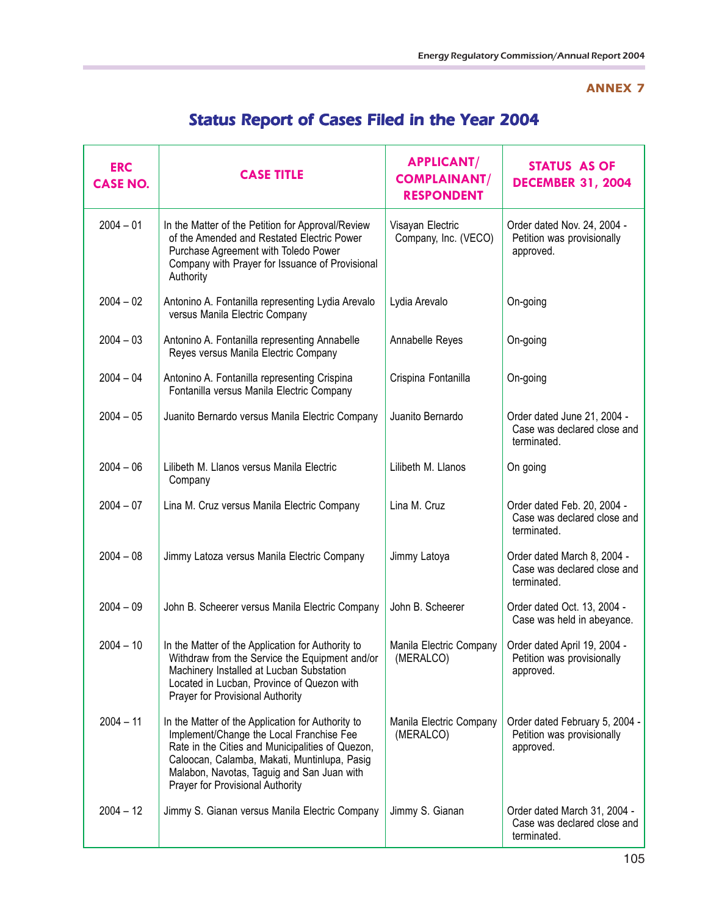ANNEX 7

# Status Report of Cases Filed in the Year 2004

| ERC CASE NO. | CASE TITLE | APPLICANT/ COMPLAINANT/ RESPONDENT | STATUS AS OF DECEMBER 31, 2004 |
|---|---|---|---|
| 2004 – 01 | In the Matter of the Petition for Approval/Review of the Amended and Restated Electric Power Purchase Agreement with Toledo Power Company with Prayer for Issuance of Provisional Authority | Visayan Electric Company, Inc. (VECO) | Order dated Nov. 24, 2004 - Petition was provisionally approved. |
| 2004 – 02 | Antonino A. Fontanilla representing Lydia Arevalo versus Manila Electric Company | Lydia Arevalo | On-going |
| 2004 – 03 | Antonino A. Fontanilla representing Annabelle Reyes versus Manila Electric Company | Annabelle Reyes | On-going |
| 2004 – 04 | Antonino A. Fontanilla representing Crispina Fontanilla versus Manila Electric Company | Crispina Fontanilla | On-going |
| 2004 – 05 | Juanito Bernardo versus Manila Electric Company | Juanito Bernardo | Order dated June 21, 2004 - Case was declared close and terminated. |
| 2004 – 06 | Lilibeth M. Llanos versus Manila Electric Company | Lilibeth M. Llanos | On going |
| 2004 – 07 | Lina M. Cruz versus Manila Electric Company | Lina M. Cruz | Order dated Feb. 20, 2004 - Case was declared close and terminated. |
| 2004 – 08 | Jimmy Latoza versus Manila Electric Company | Jimmy Latoya | Order dated March 8, 2004 - Case was declared close and terminated. |
| 2004 – 09 | John B. Scheerer versus Manila Electric Company | John B. Scheerer | Order dated Oct. 13, 2004 - Case was held in abeyance. |
| 2004 – 10 | In the Matter of the Application for Authority to Withdraw from the Service the Equipment and/or Machinery Installed at Lucban Substation Located in Lucban, Province of Quezon with Prayer for Provisional Authority | Manila Electric Company (MERALCO) | Order dated April 19, 2004 - Petition was provisionally approved. |
| 2004 – 11 | In the Matter of the Application for Authority to Implement/Change the Local Franchise Fee Rate in the Cities and Municipalities of Quezon, Caloocan, Calamba, Makati, Muntinlupa, Pasig Malabon, Navotas, Taguig and San Juan with Prayer for Provisional Authority | Manila Electric Company (MERALCO) | Order dated February 5, 2004 - Petition was provisionally approved. |
| 2004 – 12 | Jimmy S. Gianan versus Manila Electric Company | Jimmy S. Gianan | Order dated March 31, 2004 - Case was declared close and terminated. |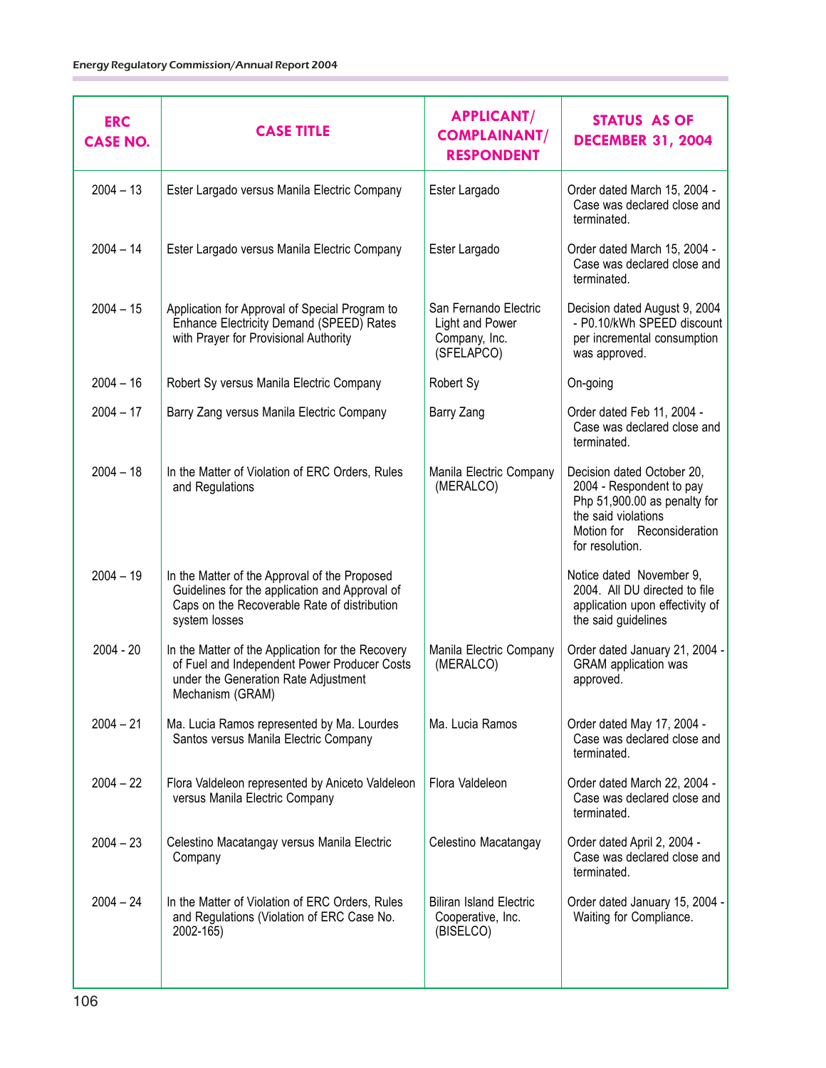| ERC CASE NO. | CASE TITLE | APPLICANT/ COMPLAINANT/ RESPONDENT | STATUS AS OF DECEMBER 31, 2004 |
|---|---|---|---|
| 2004 – 13 | Ester Largado versus Manila Electric Company | Ester Largado | Order dated March 15, 2004 - Case was declared close and terminated. |
| 2004 – 14 | Ester Largado versus Manila Electric Company | Ester Largado | Order dated March 15, 2004 - Case was declared close and terminated. |
| 2004 – 15 | Application for Approval of Special Program to Enhance Electricity Demand (SPEED) Rates with Prayer for Provisional Authority | San Fernando Electric Light and Power Company, Inc. (SFELAPCO) | Decision dated August 9, 2004 - P0.10/kWh SPEED discount per incremental consumption was approved. |
| 2004 – 16 | Robert Sy versus Manila Electric Company | Robert Sy | On-going |
| 2004 – 17 | Barry Zang versus Manila Electric Company | Barry Zang | Order dated Feb 11, 2004 - Case was declared close and terminated. |
| 2004 – 18 | In the Matter of Violation of ERC Orders, Rules and Regulations | Manila Electric Company (MERALCO) | Decision dated October 20, 2004 - Respondent to pay Php 51,900.00 as penalty for the said violations Motion for Reconsideration for resolution. |
| 2004 – 19 | In the Matter of the Approval of the Proposed Guidelines for the application and Approval of Caps on the Recoverable Rate of distribution system losses | | Notice dated November 9, 2004. All DU directed to file application upon effectivity of the said guidelines |
| 2004 - 20 | In the Matter of the Application for the Recovery of Fuel and Independent Power Producer Costs under the Generation Rate Adjustment Mechanism (GRAM) | Manila Electric Company (MERALCO) | Order dated January 21, 2004 - GRAM application was approved. |
| 2004 – 21 | Ma. Lucia Ramos represented by Ma. Lourdes Santos versus Manila Electric Company | Ma. Lucia Ramos | Order dated May 17, 2004 - Case was declared close and terminated. |
| 2004 – 22 | Flora Valdeleon represented by Aniceto Valdeleon versus Manila Electric Company | Flora Valdeleon | Order dated March 22, 2004 - Case was declared close and terminated. |
| 2004 – 23 | Celestino Macatangay versus Manila Electric Company | Celestino Macatangay | Order dated April 2, 2004 - Case was declared close and terminated. |
| 2004 – 24 | In the Matter of Violation of ERC Orders, Rules and Regulations (Violation of ERC Case No. 2002-165) | Biliran Island Electric Cooperative, Inc. (BISELCO) | Order dated January 15, 2004 - Waiting for Compliance. |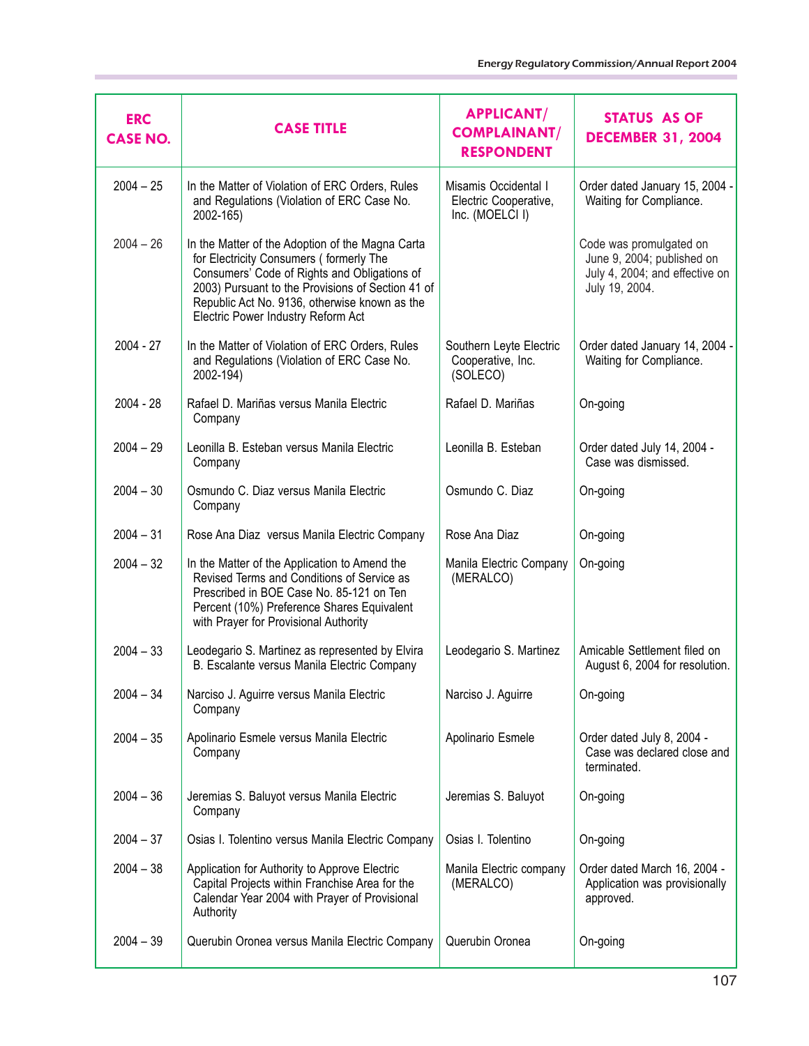| ERC CASE NO. | CASE TITLE | APPLICANT/ COMPLAINANT/ RESPONDENT | STATUS AS OF DECEMBER 31, 2004 |
|---|---|---|---|
| 2004 – 25 | In the Matter of Violation of ERC Orders, Rules and Regulations (Violation of ERC Case No. 2002-165) | Misamis Occidental I Electric Cooperative, Inc. (MOELCI I) | Order dated January 15, 2004 - Waiting for Compliance. |
| 2004 – 26 | In the Matter of the Adoption of the Magna Carta for Electricity Consumers ( formerly The Consumers' Code of Rights and Obligations of 2003) Pursuant to the Provisions of Section 41 of Republic Act No. 9136, otherwise known as the Electric Power Industry Reform Act | | Code was promulgated on June 9, 2004; published on July 4, 2004; and effective on July 19, 2004. |
| 2004 - 27 | In the Matter of Violation of ERC Orders, Rules and Regulations (Violation of ERC Case No. 2002-194) | Southern Leyte Electric Cooperative, Inc. (SOLECO) | Order dated January 14, 2004 - Waiting for Compliance. |
| 2004 - 28 | Rafael D. Mariñas versus Manila Electric Company | Rafael D. Mariñas | On-going |
| 2004 – 29 | Leonilla B. Esteban versus Manila Electric Company | Leonilla B. Esteban | Order dated July 14, 2004 - Case was dismissed. |
| 2004 – 30 | Osmundo C. Diaz versus Manila Electric Company | Osmundo C. Diaz | On-going |
| 2004 – 31 | Rose Ana Diaz versus Manila Electric Company | Rose Ana Diaz | On-going |
| 2004 – 32 | In the Matter of the Application to Amend the Revised Terms and Conditions of Service as Prescribed in BOE Case No. 85-121 on Ten Percent (10%) Preference Shares Equivalent with Prayer for Provisional Authority | Manila Electric Company (MERALCO) | On-going |
| 2004 – 33 | Leodegario S. Martinez as represented by Elvira B. Escalante versus Manila Electric Company | Leodegario S. Martinez | Amicable Settlement filed on August 6, 2004 for resolution. |
| 2004 – 34 | Narciso J. Aguirre versus Manila Electric Company | Narciso J. Aguirre | On-going |
| 2004 – 35 | Apolinario Esmele versus Manila Electric Company | Apolinario Esmele | Order dated July 8, 2004 - Case was declared close and terminated. |
| 2004 – 36 | Jeremias S. Baluyot versus Manila Electric Company | Jeremias S. Baluyot | On-going |
| 2004 – 37 | Osias I. Tolentino versus Manila Electric Company | Osias I. Tolentino | On-going |
| 2004 – 38 | Application for Authority to Approve Electric Capital Projects within Franchise Area for the Calendar Year 2004 with Prayer of Provisional Authority | Manila Electric company (MERALCO) | Order dated March 16, 2004 - Application was provisionally approved. |
| 2004 – 39 | Querubin Oronea versus Manila Electric Company | Querubin Oronea | On-going |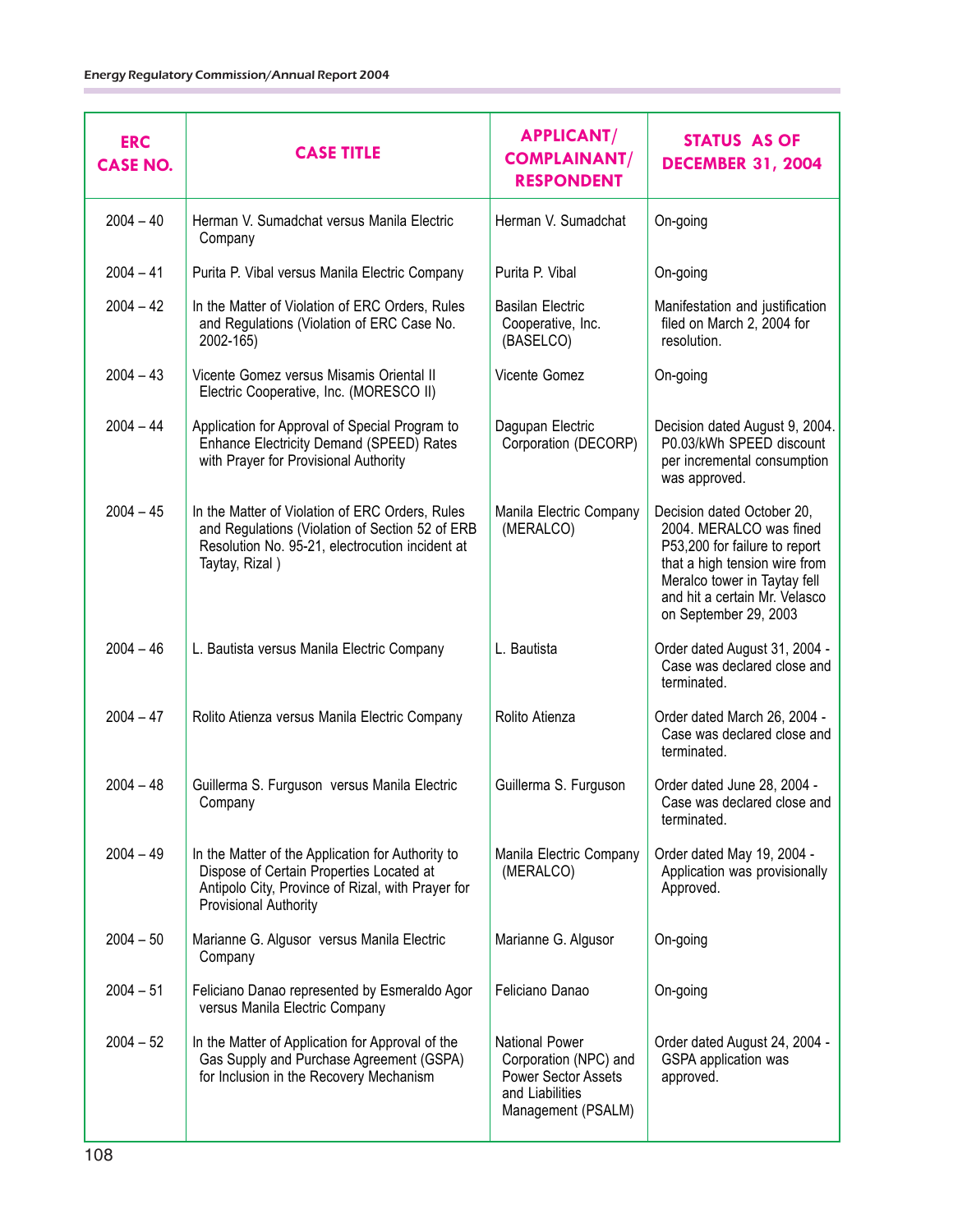| ERC CASE NO. | CASE TITLE | APPLICANT/ COMPLAINANT/ RESPONDENT | STATUS AS OF DECEMBER 31, 2004 |
|---|---|---|---|
| 2004 – 40 | Herman V. Sumadchat versus Manila Electric Company | Herman V. Sumadchat | On-going |
| 2004 – 41 | Purita P. Vibal versus Manila Electric Company | Purita P. Vibal | On-going |
| 2004 – 42 | In the Matter of Violation of ERC Orders, Rules and Regulations (Violation of ERC Case No. 2002-165) | Basilan Electric Cooperative, Inc. (BASELCO) | Manifestation and justification filed on March 2, 2004 for resolution. |
| 2004 – 43 | Vicente Gomez versus Misamis Oriental II Electric Cooperative, Inc. (MORESCO II) | Vicente Gomez | On-going |
| 2004 – 44 | Application for Approval of Special Program to Enhance Electricity Demand (SPEED) Rates with Prayer for Provisional Authority | Dagupan Electric Corporation (DECORP) | Decision dated August 9, 2004. P0.03/kWh SPEED discount per incremental consumption was approved. |
| 2004 – 45 | In the Matter of Violation of ERC Orders, Rules and Regulations (Violation of Section 52 of ERB Resolution No. 95-21, electrocution incident at Taytay, Rizal ) | Manila Electric Company (MERALCO) | Decision dated October 20, 2004. MERALCO was fined P53,200 for failure to report that a high tension wire from Meralco tower in Taytay fell and hit a certain Mr. Velasco on September 29, 2003 |
| 2004 – 46 | L. Bautista versus Manila Electric Company | L. Bautista | Order dated August 31, 2004 - Case was declared close and terminated. |
| 2004 – 47 | Rolito Atienza versus Manila Electric Company | Rolito Atienza | Order dated March 26, 2004 - Case was declared close and terminated. |
| 2004 – 48 | Guillerma S. Furguson versus Manila Electric Company | Guillerma S. Furguson | Order dated June 28, 2004 - Case was declared close and terminated. |
| 2004 – 49 | In the Matter of the Application for Authority to Dispose of Certain Properties Located at Antipolo City, Province of Rizal, with Prayer for Provisional Authority | Manila Electric Company (MERALCO) | Order dated May 19, 2004 - Application was provisionally Approved. |
| 2004 – 50 | Marianne G. Algusor versus Manila Electric Company | Marianne G. Algusor | On-going |
| 2004 – 51 | Feliciano Danao represented by Esmeraldo Agor versus Manila Electric Company | Feliciano Danao | On-going |
| 2004 – 52 | In the Matter of Application for Approval of the Gas Supply and Purchase Agreement (GSPA) for Inclusion in the Recovery Mechanism | National Power Corporation (NPC) and Power Sector Assets and Liabilities Management (PSALM) | Order dated August 24, 2004 - GSPA application was approved. |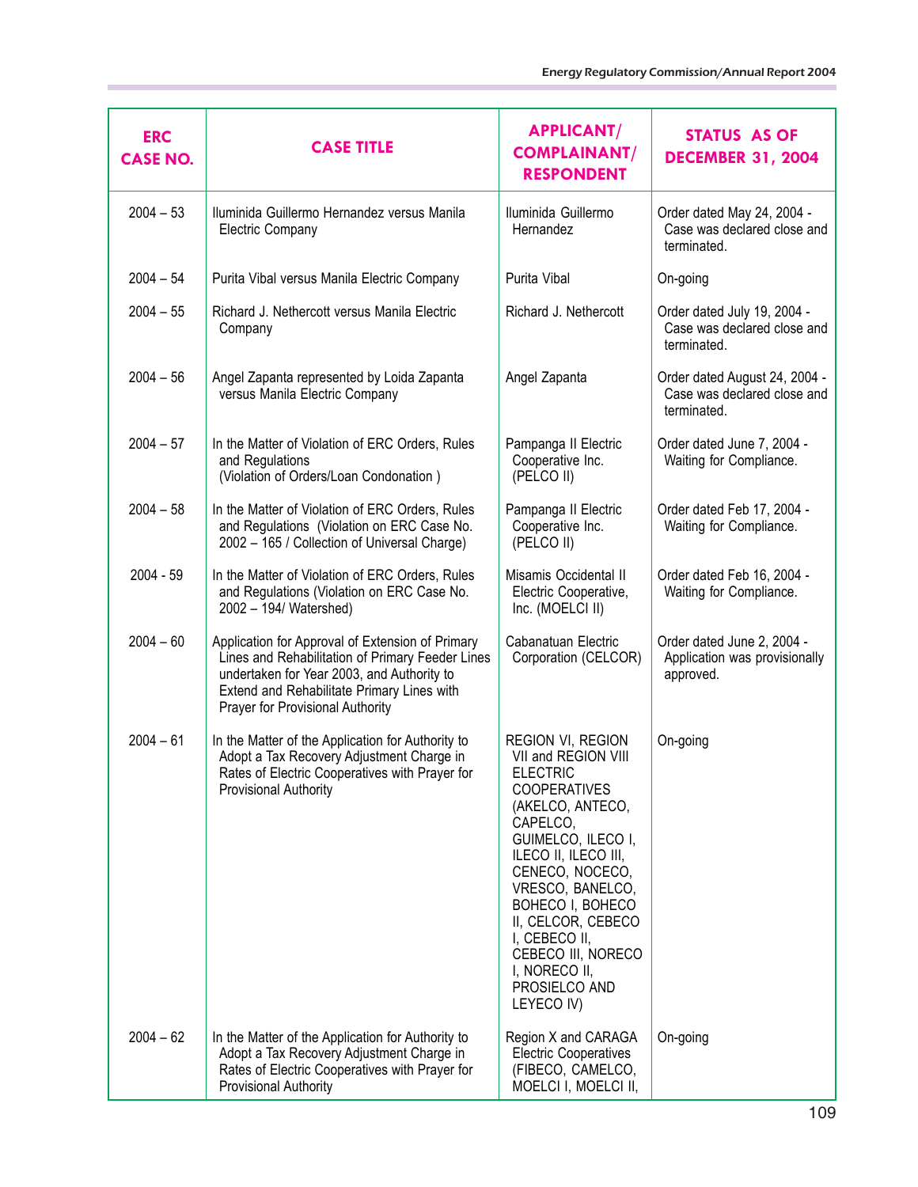| ERC CASE NO. | CASE TITLE | APPLICANT/ COMPLAINANT/ RESPONDENT | STATUS AS OF DECEMBER 31, 2004 |
|---|---|---|---|
| 2004 – 53 | Iluminida Guillermo Hernandez versus Manila Electric Company | Iluminida Guillermo Hernandez | Order dated May 24, 2004 - Case was declared close and terminated. |
| 2004 – 54 | Purita Vibal versus Manila Electric Company | Purita Vibal | On-going |
| 2004 – 55 | Richard J. Nethercott versus Manila Electric Company | Richard J. Nethercott | Order dated July 19, 2004 - Case was declared close and terminated. |
| 2004 – 56 | Angel Zapanta represented by Loida Zapanta versus Manila Electric Company | Angel Zapanta | Order dated August 24, 2004 - Case was declared close and terminated. |
| 2004 – 57 | In the Matter of Violation of ERC Orders, Rules and Regulations (Violation of Orders/Loan Condonation ) | Pampanga II Electric Cooperative Inc. (PELCO II) | Order dated June 7, 2004 - Waiting for Compliance. |
| 2004 – 58 | In the Matter of Violation of ERC Orders, Rules and Regulations (Violation on ERC Case No. 2002 – 165 / Collection of Universal Charge) | Pampanga II Electric Cooperative Inc. (PELCO II) | Order dated Feb 17, 2004 - Waiting for Compliance. |
| 2004 - 59 | In the Matter of Violation of ERC Orders, Rules and Regulations (Violation on ERC Case No. 2002 – 194/ Watershed) | Misamis Occidental II Electric Cooperative, Inc. (MOELCI II) | Order dated Feb 16, 2004 - Waiting for Compliance. |
| 2004 – 60 | Application for Approval of Extension of Primary Lines and Rehabilitation of Primary Feeder Lines undertaken for Year 2003, and Authority to Extend and Rehabilitate Primary Lines with Prayer for Provisional Authority | Cabanatuan Electric Corporation (CELCOR) | Order dated June 2, 2004 - Application was provisionally approved. |
| 2004 – 61 | In the Matter of the Application for Authority to Adopt a Tax Recovery Adjustment Charge in Rates of Electric Cooperatives with Prayer for Provisional Authority | REGION VI, REGION VII and REGION VIII ELECTRIC COOPERATIVES (AKELCO, ANTECO, CAPELCO, GUIMELCO, ILECO I, ILECO II, ILECO III, CENECO, NOCECO, VRESCO, BANELCO, BOHECO I, BOHECO II, CELCOR, CEBECO I, CEBECO II, CEBECO III, NORECO I, NORECO II, PROSIELCO AND LEYECO IV) | On-going |
| 2004 – 62 | In the Matter of the Application for Authority to Adopt a Tax Recovery Adjustment Charge in Rates of Electric Cooperatives with Prayer for Provisional Authority | Region X and CARAGA Electric Cooperatives (FIBECO, CAMELCO, MOELCI I, MOELCI II, | On-going |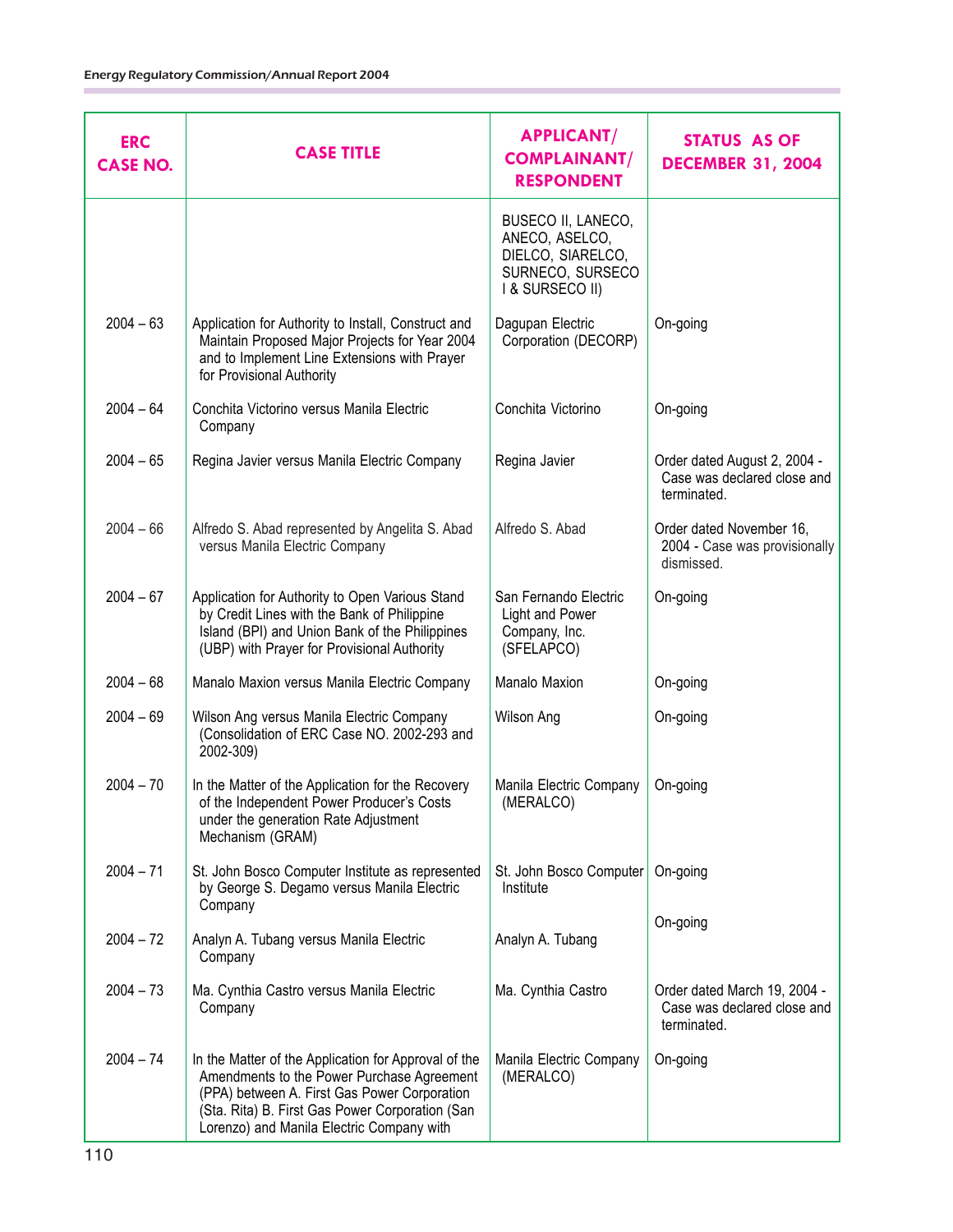| ERC CASE NO. | CASE TITLE | APPLICANT/ COMPLAINANT/ RESPONDENT | STATUS AS OF DECEMBER 31, 2004 |
|---|---|---|---|
| | | BUSECO II, LANECO, ANECO, ASELCO, DIELCO, SIARELCO, SURNECO, SURSECO I & SURSECO II) | |
| 2004 – 63 | Application for Authority to Install, Construct and Maintain Proposed Major Projects for Year 2004 and to Implement Line Extensions with Prayer for Provisional Authority | Dagupan Electric Corporation (DECORP) | On-going |
| 2004 – 64 | Conchita Victorino versus Manila Electric Company | Conchita Victorino | On-going |
| 2004 – 65 | Regina Javier versus Manila Electric Company | Regina Javier | Order dated August 2, 2004 - Case was declared close and terminated. |
| 2004 – 66 | Alfredo S. Abad represented by Angelita S. Abad versus Manila Electric Company | Alfredo S. Abad | Order dated November 16, 2004 - Case was provisionally dismissed. |
| 2004 – 67 | Application for Authority to Open Various Stand by Credit Lines with the Bank of Philippine Island (BPI) and Union Bank of the Philippines (UBP) with Prayer for Provisional Authority | San Fernando Electric Light and Power Company, Inc. (SFELAPCO) | On-going |
| 2004 – 68 | Manalo Maxion versus Manila Electric Company | Manalo Maxion | On-going |
| 2004 – 69 | Wilson Ang versus Manila Electric Company (Consolidation of ERC Case NO. 2002-293 and 2002-309) | Wilson Ang | On-going |
| 2004 – 70 | In the Matter of the Application for the Recovery of the Independent Power Producer's Costs under the generation Rate Adjustment Mechanism (GRAM) | Manila Electric Company (MERALCO) | On-going |
| 2004 – 71 | St. John Bosco Computer Institute as represented by George S. Degamo versus Manila Electric Company | St. John Bosco Computer Institute | On-going |
| 2004 – 72 | Analyn A. Tubang versus Manila Electric Company | Analyn A. Tubang | On-going |
| 2004 – 73 | Ma. Cynthia Castro versus Manila Electric Company | Ma. Cynthia Castro | Order dated March 19, 2004 - Case was declared close and terminated. |
| 2004 – 74 | In the Matter of the Application for Approval of the Amendments to the Power Purchase Agreement (PPA) between A. First Gas Power Corporation (Sta. Rita) B. First Gas Power Corporation (San Lorenzo) and Manila Electric Company with | Manila Electric Company (MERALCO) | On-going |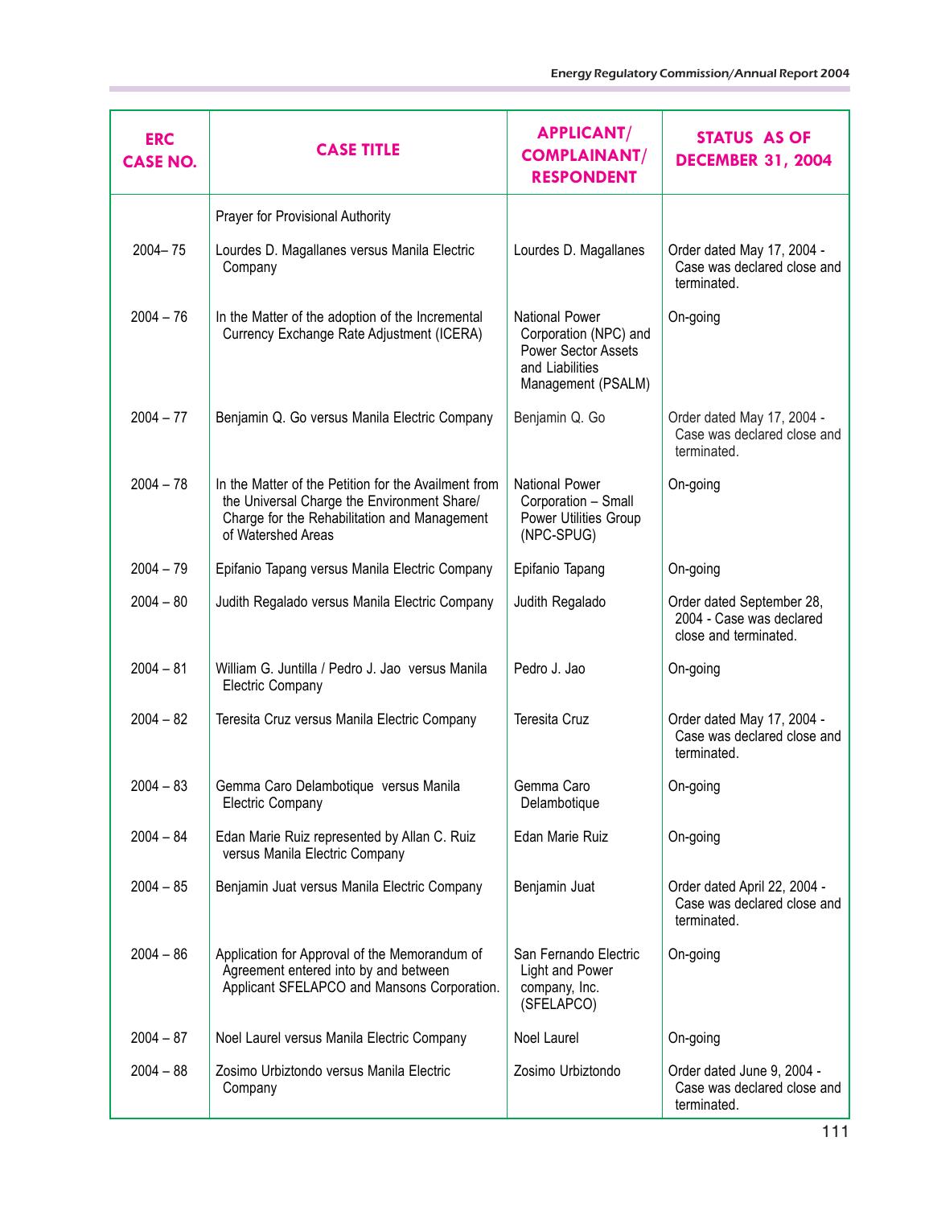| ERC CASE NO. | CASE TITLE | APPLICANT/ COMPLAINANT/ RESPONDENT | STATUS AS OF DECEMBER 31, 2004 |
|---|---|---|---|
| | Prayer for Provisional Authority | | |
| 2004– 75 | Lourdes D. Magallanes versus Manila Electric Company | Lourdes D. Magallanes | Order dated May 17, 2004 - Case was declared close and terminated. |
| 2004 – 76 | In the Matter of the adoption of the Incremental Currency Exchange Rate Adjustment (ICERA) | National Power Corporation (NPC) and Power Sector Assets and Liabilities Management (PSALM) | On-going |
| 2004 – 77 | Benjamin Q. Go versus Manila Electric Company | Benjamin Q. Go | Order dated May 17, 2004 - Case was declared close and terminated. |
| 2004 – 78 | In the Matter of the Petition for the Availment from the Universal Charge the Environment Share/ Charge for the Rehabilitation and Management of Watershed Areas | National Power Corporation – Small Power Utilities Group (NPC-SPUG) | On-going |
| 2004 – 79 | Epifanio Tapang versus Manila Electric Company | Epifanio Tapang | On-going |
| 2004 – 80 | Judith Regalado versus Manila Electric Company | Judith Regalado | Order dated September 28, 2004 - Case was declared close and terminated. |
| 2004 – 81 | William G. Juntilla / Pedro J. Jao versus Manila Electric Company | Pedro J. Jao | On-going |
| 2004 – 82 | Teresita Cruz versus Manila Electric Company | Teresita Cruz | Order dated May 17, 2004 - Case was declared close and terminated. |
| 2004 – 83 | Gemma Caro Delambotique versus Manila Electric Company | Gemma Caro Delambotique | On-going |
| 2004 – 84 | Edan Marie Ruiz represented by Allan C. Ruiz versus Manila Electric Company | Edan Marie Ruiz | On-going |
| 2004 – 85 | Benjamin Juat versus Manila Electric Company | Benjamin Juat | Order dated April 22, 2004 - Case was declared close and terminated. |
| 2004 – 86 | Application for Approval of the Memorandum of Agreement entered into by and between Applicant SFELAPCO and Mansons Corporation. | San Fernando Electric Light and Power company, Inc. (SFELAPCO) | On-going |
| 2004 – 87 | Noel Laurel versus Manila Electric Company | Noel Laurel | On-going |
| 2004 – 88 | Zosimo Urbiztondo versus Manila Electric Company | Zosimo Urbiztondo | Order dated June 9, 2004 - Case was declared close and terminated. |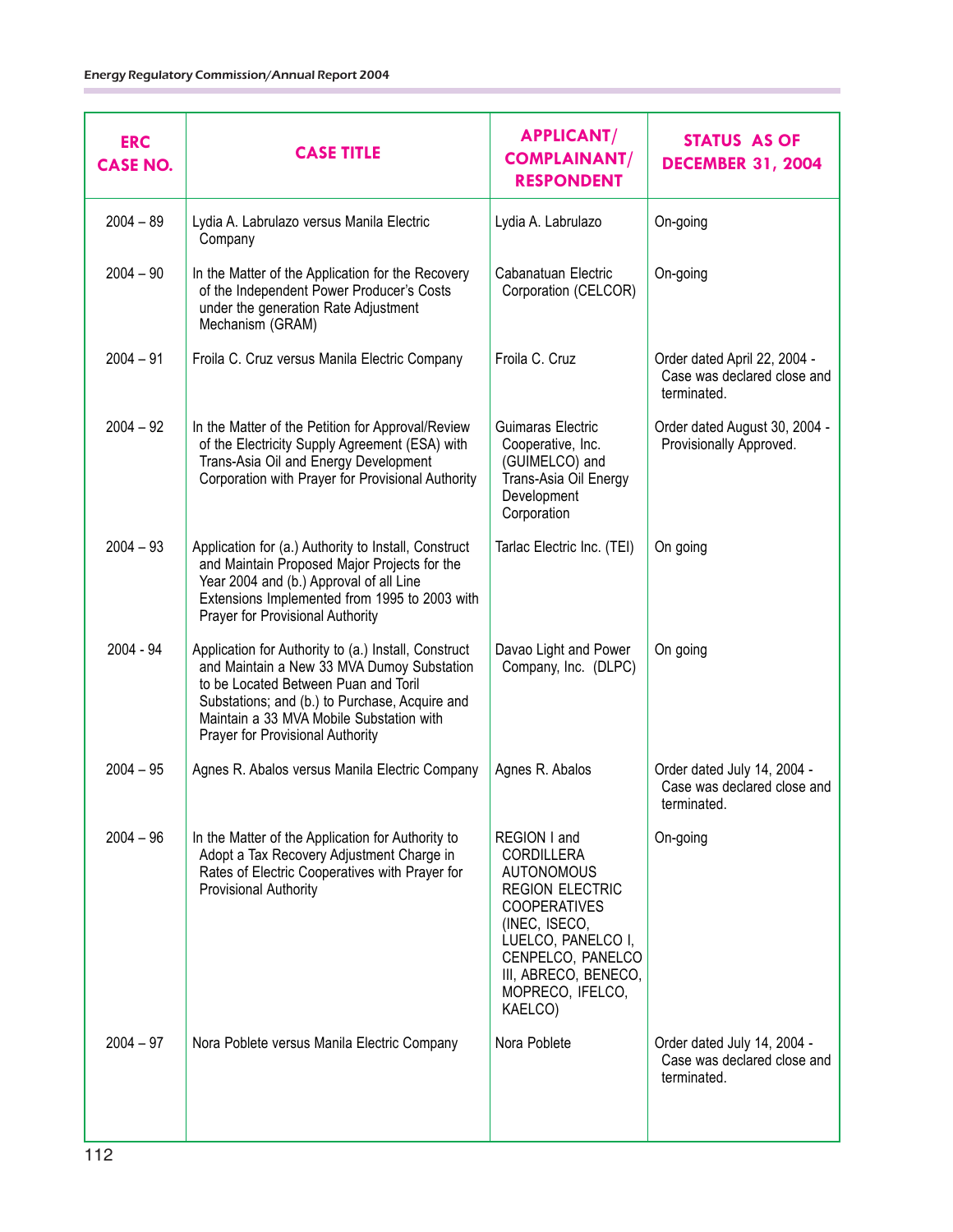| ERC CASE NO. | CASE TITLE | APPLICANT/ COMPLAINANT/ RESPONDENT | STATUS AS OF DECEMBER 31, 2004 |
|---|---|---|---|
| 2004 – 89 | Lydia A. Labrulazo versus Manila Electric Company | Lydia A. Labrulazo | On-going |
| 2004 – 90 | In the Matter of the Application for the Recovery of the Independent Power Producer's Costs under the generation Rate Adjustment Mechanism (GRAM) | Cabanatuan Electric Corporation (CELCOR) | On-going |
| 2004 – 91 | Froila C. Cruz versus Manila Electric Company | Froila C. Cruz | Order dated April 22, 2004 - Case was declared close and terminated. |
| 2004 – 92 | In the Matter of the Petition for Approval/Review of the Electricity Supply Agreement (ESA) with Trans-Asia Oil and Energy Development Corporation with Prayer for Provisional Authority | Guimaras Electric Cooperative, Inc. (GUIMELCO) and Trans-Asia Oil Energy Development Corporation | Order dated August 30, 2004 - Provisionally Approved. |
| 2004 – 93 | Application for (a.) Authority to Install, Construct and Maintain Proposed Major Projects for the Year 2004 and (b.) Approval of all Line Extensions Implemented from 1995 to 2003 with Prayer for Provisional Authority | Tarlac Electric Inc. (TEI) | On going |
| 2004 - 94 | Application for Authority to (a.) Install, Construct and Maintain a New 33 MVA Dumoy Substation to be Located Between Puan and Toril Substations; and (b.) to Purchase, Acquire and Maintain a 33 MVA Mobile Substation with Prayer for Provisional Authority | Davao Light and Power Company, Inc. (DLPC) | On going |
| 2004 – 95 | Agnes R. Abalos versus Manila Electric Company | Agnes R. Abalos | Order dated July 14, 2004 - Case was declared close and terminated. |
| 2004 – 96 | In the Matter of the Application for Authority to Adopt a Tax Recovery Adjustment Charge in Rates of Electric Cooperatives with Prayer for Provisional Authority | REGION I and CORDILLERA AUTONOMOUS REGION ELECTRIC COOPERATIVES (INEC, ISECO, LUELCO, PANELCO I, CENPELCO, PANELCO III, ABRECO, BENECO, MOPRECO, IFELCO, KAELCO) | On-going |
| 2004 – 97 | Nora Poblete versus Manila Electric Company | Nora Poblete | Order dated July 14, 2004 - Case was declared close and terminated. |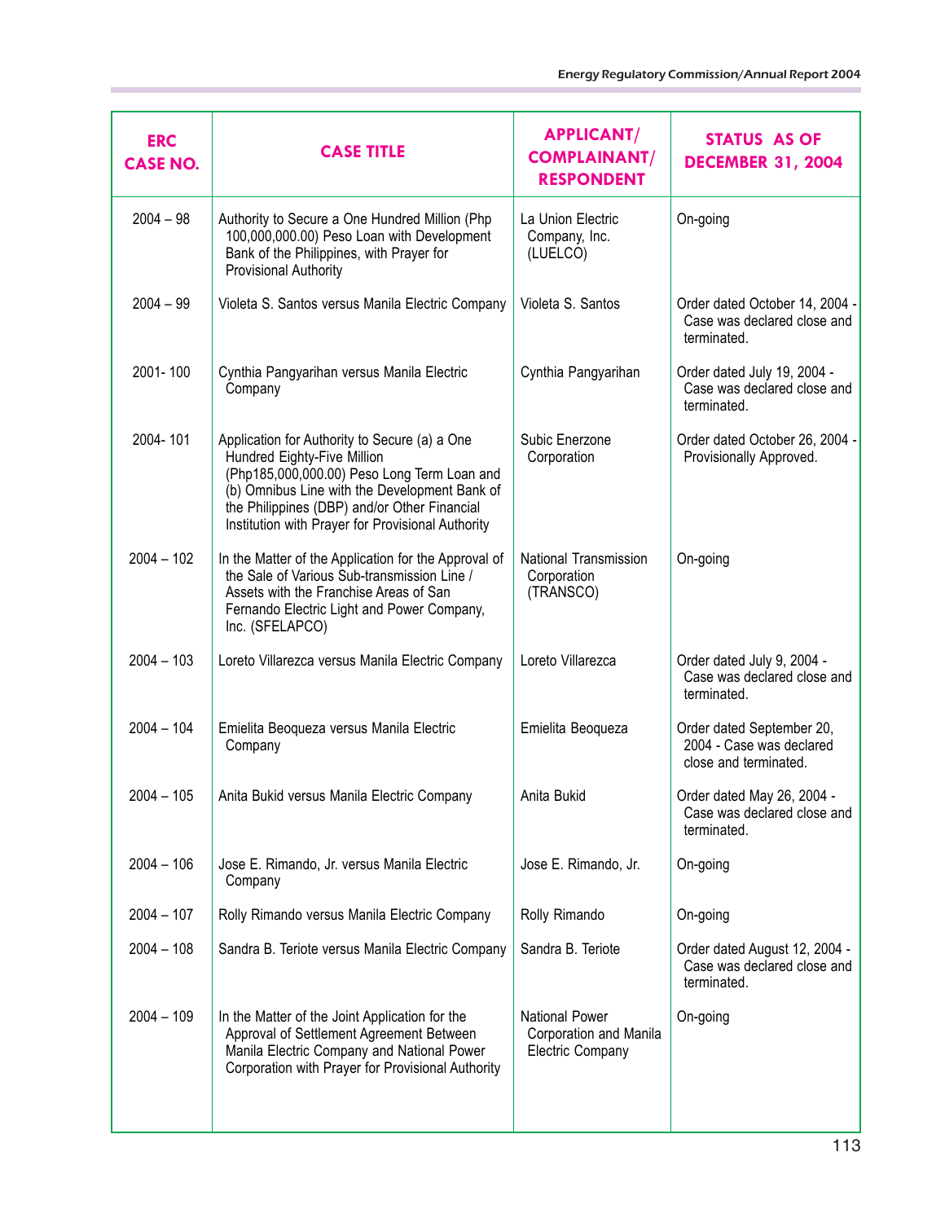| ERC CASE NO. | CASE TITLE | APPLICANT/ COMPLAINANT/ RESPONDENT | STATUS AS OF DECEMBER 31, 2004 |
|---|---|---|---|
| 2004 – 98 | Authority to Secure a One Hundred Million (Php 100,000,000.00) Peso Loan with Development Bank of the Philippines, with Prayer for Provisional Authority | La Union Electric Company, Inc. (LUELCO) | On-going |
| 2004 – 99 | Violeta S. Santos versus Manila Electric Company | Violeta S. Santos | Order dated October 14, 2004 - Case was declared close and terminated. |
| 2001- 100 | Cynthia Pangyarihan versus Manila Electric Company | Cynthia Pangyarihan | Order dated July 19, 2004 - Case was declared close and terminated. |
| 2004- 101 | Application for Authority to Secure (a) a One Hundred Eighty-Five Million (Php185,000,000.00) Peso Long Term Loan and (b) Omnibus Line with the Development Bank of the Philippines (DBP) and/or Other Financial Institution with Prayer for Provisional Authority | Subic Enerzone Corporation | Order dated October 26, 2004 - Provisionally Approved. |
| 2004 – 102 | In the Matter of the Application for the Approval of the Sale of Various Sub-transmission Line / Assets with the Franchise Areas of San Fernando Electric Light and Power Company, Inc. (SFELAPCO) | National Transmission Corporation (TRANSCO) | On-going |
| 2004 – 103 | Loreto Villarezca versus Manila Electric Company | Loreto Villarezca | Order dated July 9, 2004 - Case was declared close and terminated. |
| 2004 – 104 | Emielita Beoqueza versus Manila Electric Company | Emielita Beoqueza | Order dated September 20, 2004 - Case was declared close and terminated. |
| 2004 – 105 | Anita Bukid versus Manila Electric Company | Anita Bukid | Order dated May 26, 2004 - Case was declared close and terminated. |
| 2004 – 106 | Jose E. Rimando, Jr. versus Manila Electric Company | Jose E. Rimando, Jr. | On-going |
| 2004 – 107 | Rolly Rimando versus Manila Electric Company | Rolly Rimando | On-going |
| 2004 – 108 | Sandra B. Teriote versus Manila Electric Company | Sandra B. Teriote | Order dated August 12, 2004 - Case was declared close and terminated. |
| 2004 – 109 | In the Matter of the Joint Application for the Approval of Settlement Agreement Between Manila Electric Company and National Power Corporation with Prayer for Provisional Authority | National Power Corporation and Manila Electric Company | On-going |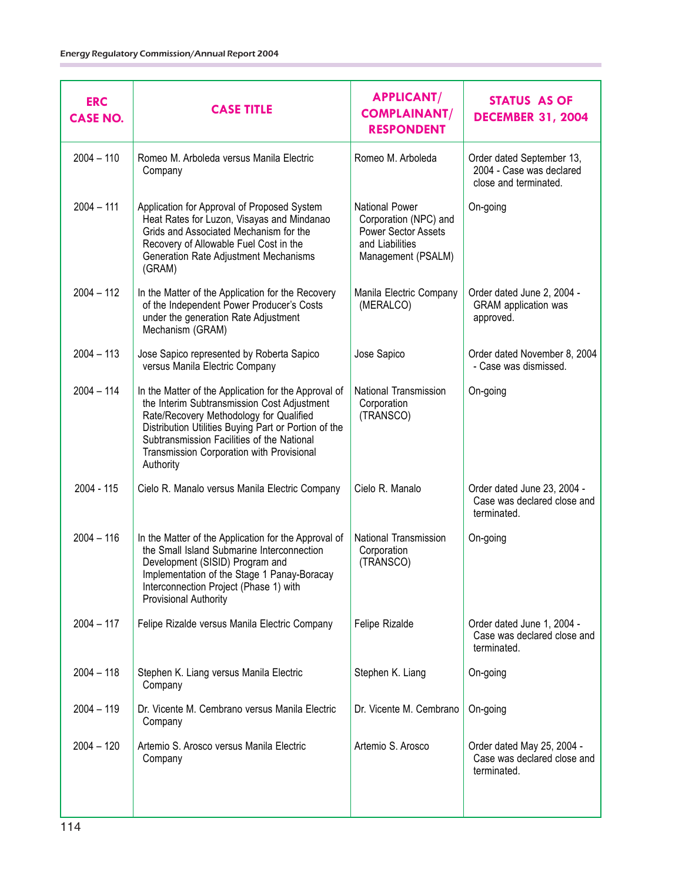| ERC CASE NO. | CASE TITLE | APPLICANT/ COMPLAINANT/ RESPONDENT | STATUS AS OF DECEMBER 31, 2004 |
|---|---|---|---|
| 2004 – 110 | Romeo M. Arboleda versus Manila Electric Company | Romeo M. Arboleda | Order dated September 13, 2004 - Case was declared close and terminated. |
| 2004 – 111 | Application for Approval of Proposed System Heat Rates for Luzon, Visayas and Mindanao Grids and Associated Mechanism for the Recovery of Allowable Fuel Cost in the Generation Rate Adjustment Mechanisms (GRAM) | National Power Corporation (NPC) and Power Sector Assets and Liabilities Management (PSALM) | On-going |
| 2004 – 112 | In the Matter of the Application for the Recovery of the Independent Power Producer's Costs under the generation Rate Adjustment Mechanism (GRAM) | Manila Electric Company (MERALCO) | Order dated June 2, 2004 - GRAM application was approved. |
| 2004 – 113 | Jose Sapico represented by Roberta Sapico versus Manila Electric Company | Jose Sapico | Order dated November 8, 2004 - Case was dismissed. |
| 2004 – 114 | In the Matter of the Application for the Approval of the Interim Subtransmission Cost Adjustment Rate/Recovery Methodology for Qualified Distribution Utilities Buying Part or Portion of the Subtransmission Facilities of the National Transmission Corporation with Provisional Authority | National Transmission Corporation (TRANSCO) | On-going |
| 2004 - 115 | Cielo R. Manalo versus Manila Electric Company | Cielo R. Manalo | Order dated June 23, 2004 - Case was declared close and terminated. |
| 2004 – 116 | In the Matter of the Application for the Approval of the Small Island Submarine Interconnection Development (SISID) Program and Implementation of the Stage 1 Panay-Boracay Interconnection Project (Phase 1) with Provisional Authority | National Transmission Corporation (TRANSCO) | On-going |
| 2004 – 117 | Felipe Rizalde versus Manila Electric Company | Felipe Rizalde | Order dated June 1, 2004 - Case was declared close and terminated. |
| 2004 – 118 | Stephen K. Liang versus Manila Electric Company | Stephen K. Liang | On-going |
| 2004 – 119 | Dr. Vicente M. Cembrano versus Manila Electric Company | Dr. Vicente M. Cembrano | On-going |
| 2004 – 120 | Artemio S. Arosco versus Manila Electric Company | Artemio S. Arosco | Order dated May 25, 2004 - Case was declared close and terminated. |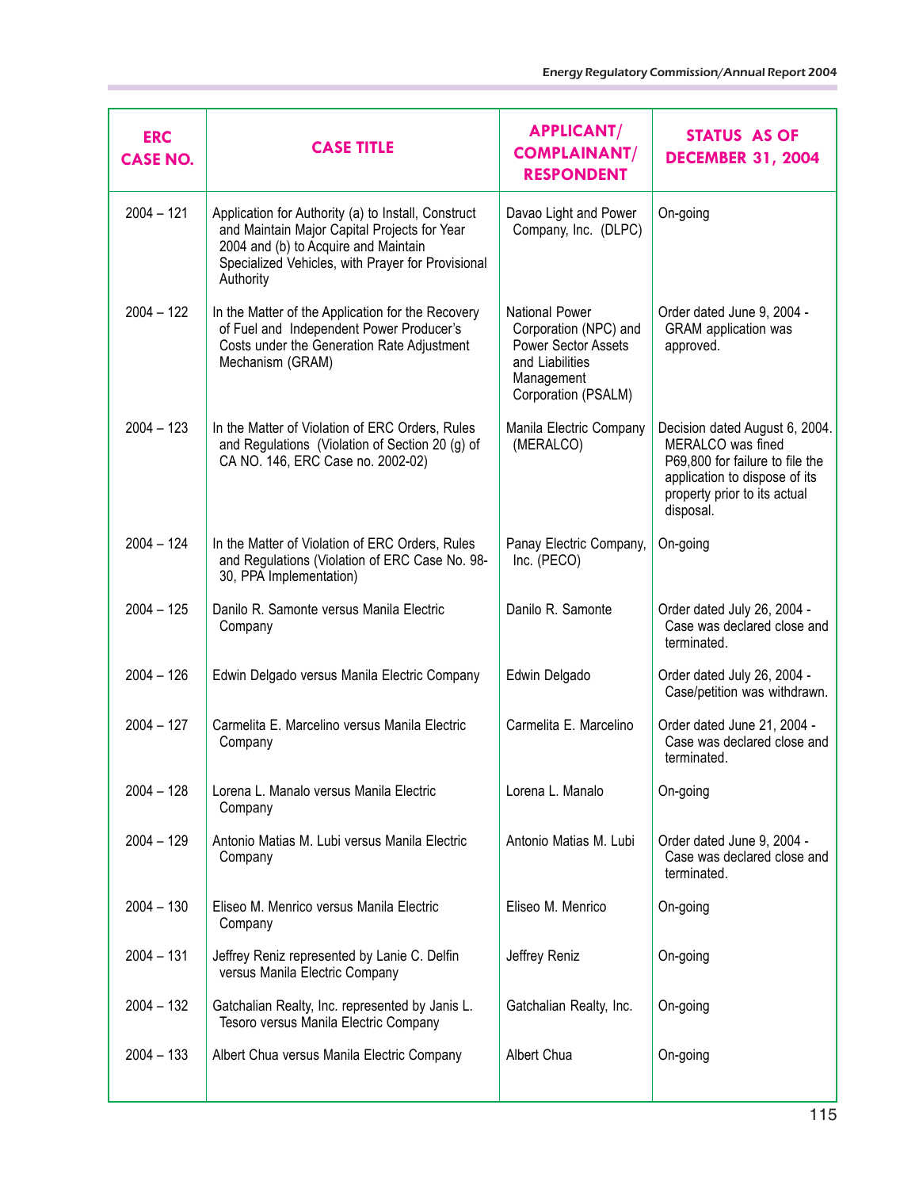| ERC CASE NO. | CASE TITLE | APPLICANT/ COMPLAINANT/ RESPONDENT | STATUS AS OF DECEMBER 31, 2004 |
|---|---|---|---|
| 2004 – 121 | Application for Authority (a) to Install, Construct and Maintain Major Capital Projects for Year 2004 and (b) to Acquire and Maintain Specialized Vehicles, with Prayer for Provisional Authority | Davao Light and Power Company, Inc. (DLPC) | On-going |
| 2004 – 122 | In the Matter of the Application for the Recovery of Fuel and Independent Power Producer's Costs under the Generation Rate Adjustment Mechanism (GRAM) | National Power Corporation (NPC) and Power Sector Assets and Liabilities Management Corporation (PSALM) | Order dated June 9, 2004 - GRAM application was approved. |
| 2004 – 123 | In the Matter of Violation of ERC Orders, Rules and Regulations (Violation of Section 20 (g) of CA NO. 146, ERC Case no. 2002-02) | Manila Electric Company (MERALCO) | Decision dated August 6, 2004. MERALCO was fined P69,800 for failure to file the application to dispose of its property prior to its actual disposal. |
| 2004 – 124 | In the Matter of Violation of ERC Orders, Rules and Regulations (Violation of ERC Case No. 98-30, PPA Implementation) | Panay Electric Company, Inc. (PECO) | On-going |
| 2004 – 125 | Danilo R. Samonte versus Manila Electric Company | Danilo R. Samonte | Order dated July 26, 2004 - Case was declared close and terminated. |
| 2004 – 126 | Edwin Delgado versus Manila Electric Company | Edwin Delgado | Order dated July 26, 2004 - Case/petition was withdrawn. |
| 2004 – 127 | Carmelita E. Marcelino versus Manila Electric Company | Carmelita E. Marcelino | Order dated June 21, 2004 - Case was declared close and terminated. |
| 2004 – 128 | Lorena L. Manalo versus Manila Electric Company | Lorena L. Manalo | On-going |
| 2004 – 129 | Antonio Matias M. Lubi versus Manila Electric Company | Antonio Matias M. Lubi | Order dated June 9, 2004 - Case was declared close and terminated. |
| 2004 – 130 | Eliseo M. Menrico versus Manila Electric Company | Eliseo M. Menrico | On-going |
| 2004 – 131 | Jeffrey Reniz represented by Lanie C. Delfin versus Manila Electric Company | Jeffrey Reniz | On-going |
| 2004 – 132 | Gatchalian Realty, Inc. represented by Janis L. Tesoro versus Manila Electric Company | Gatchalian Realty, Inc. | On-going |
| 2004 – 133 | Albert Chua versus Manila Electric Company | Albert Chua | On-going |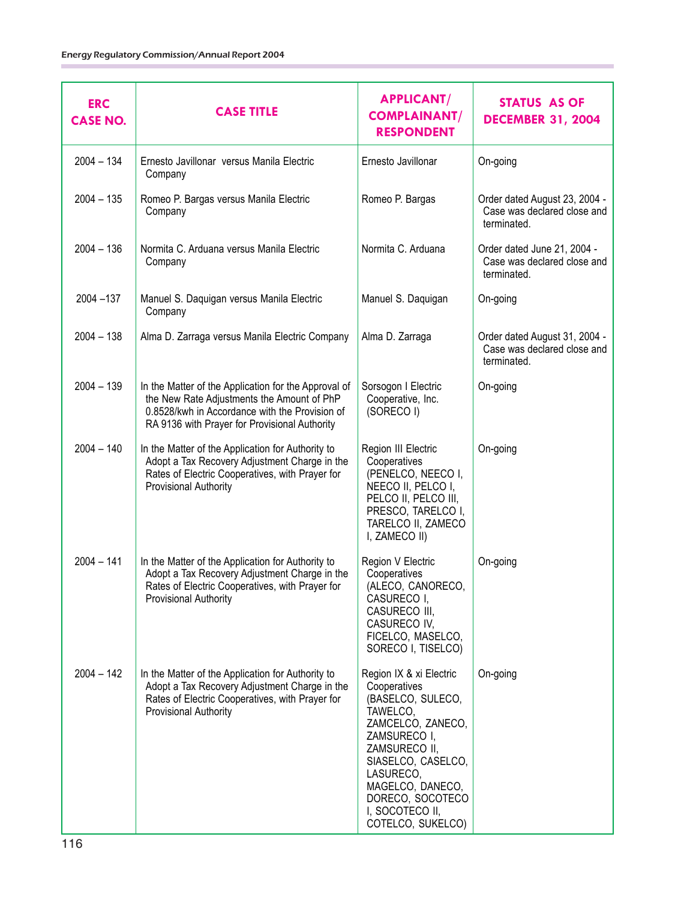| ERC CASE NO. | CASE TITLE | APPLICANT/ COMPLAINANT/ RESPONDENT | STATUS AS OF DECEMBER 31, 2004 |
|---|---|---|---|
| 2004 – 134 | Ernesto Javillonar versus Manila Electric Company | Ernesto Javillonar | On-going |
| 2004 – 135 | Romeo P. Bargas versus Manila Electric Company | Romeo P. Bargas | Order dated August 23, 2004 - Case was declared close and terminated. |
| 2004 – 136 | Normita C. Arduana versus Manila Electric Company | Normita C. Arduana | Order dated June 21, 2004 - Case was declared close and terminated. |
| 2004 –137 | Manuel S. Daquigan versus Manila Electric Company | Manuel S. Daquigan | On-going |
| 2004 – 138 | Alma D. Zarraga versus Manila Electric Company | Alma D. Zarraga | Order dated August 31, 2004 - Case was declared close and terminated. |
| 2004 – 139 | In the Matter of the Application for the Approval of the New Rate Adjustments the Amount of PhP 0.8528/kwh in Accordance with the Provision of RA 9136 with Prayer for Provisional Authority | Sorsogon I Electric Cooperative, Inc. (SORECO I) | On-going |
| 2004 – 140 | In the Matter of the Application for Authority to Adopt a Tax Recovery Adjustment Charge in the Rates of Electric Cooperatives, with Prayer for Provisional Authority | Region III Electric Cooperatives (PENELCO, NEECO I, NEECO II, PELCO I, PELCO II, PELCO III, PRESCO, TARELCO I, TARELCO II, ZAMECO I, ZAMECO II) | On-going |
| 2004 – 141 | In the Matter of the Application for Authority to Adopt a Tax Recovery Adjustment Charge in the Rates of Electric Cooperatives, with Prayer for Provisional Authority | Region V Electric Cooperatives (ALECO, CANORECO, CASURECO I, CASURECO III, CASURECO IV, FICELCO, MASELCO, SORECO I, TISELCO) | On-going |
| 2004 – 142 | In the Matter of the Application for Authority to Adopt a Tax Recovery Adjustment Charge in the Rates of Electric Cooperatives, with Prayer for Provisional Authority | Region IX & xi Electric Cooperatives (BASELCO, SULECO, TAWELCO, ZAMCELCO, ZANECO, ZAMSURECO I, ZAMSURECO II, SIASELCO, CASELCO, LASURECO, MAGELCO, DANECO, DORECO, SOCOTECO I, SOCOTECO II, COTELCO, SUKELCO) | On-going |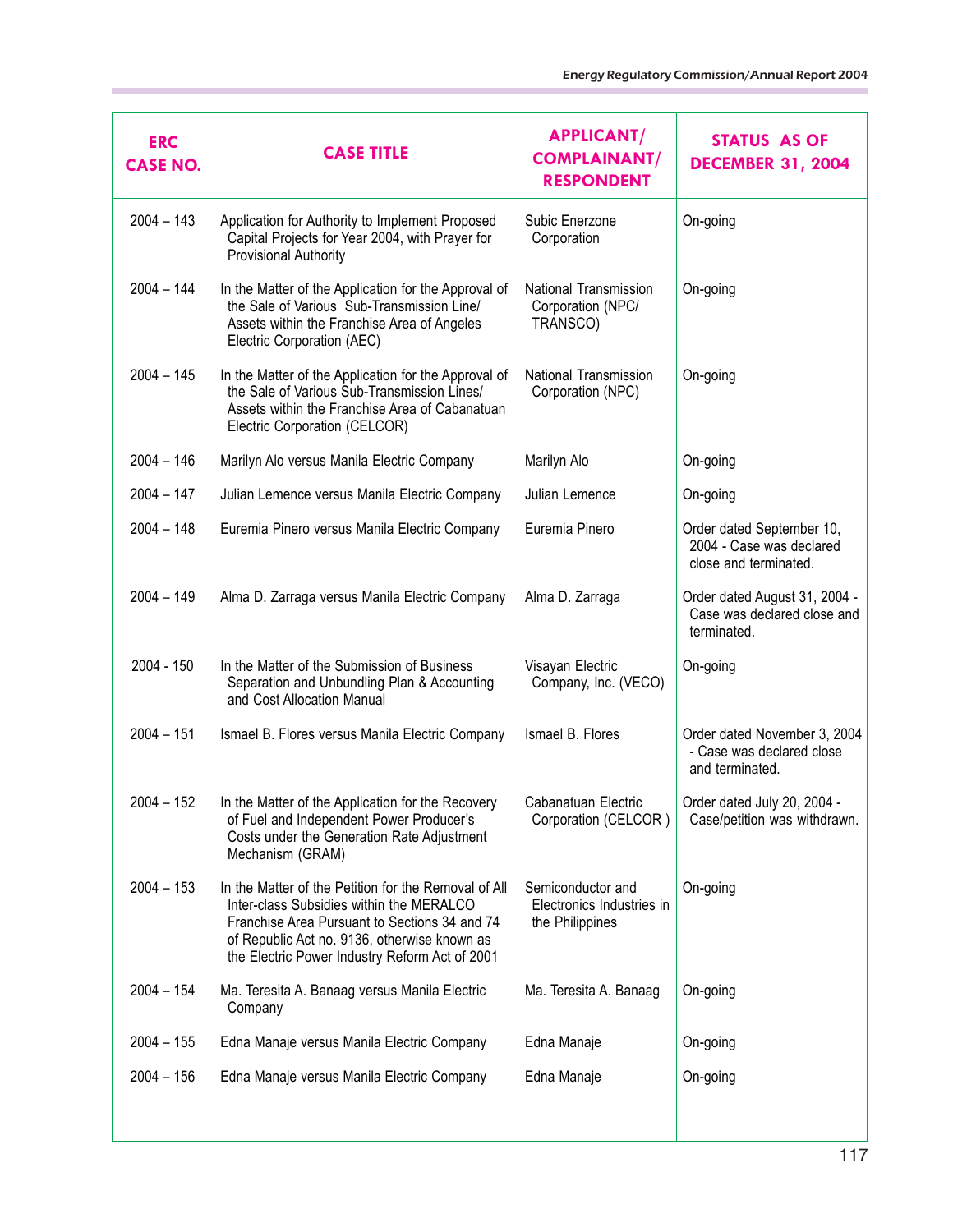| ERC CASE NO. | CASE TITLE | APPLICANT/ COMPLAINANT/ RESPONDENT | STATUS AS OF DECEMBER 31, 2004 |
|---|---|---|---|
| 2004 – 143 | Application for Authority to Implement Proposed Capital Projects for Year 2004, with Prayer for Provisional Authority | Subic Enerzone Corporation | On-going |
| 2004 – 144 | In the Matter of the Application for the Approval of the Sale of Various Sub-Transmission Line/ Assets within the Franchise Area of Angeles Electric Corporation (AEC) | National Transmission Corporation (NPC/ TRANSCO) | On-going |
| 2004 – 145 | In the Matter of the Application for the Approval of the Sale of Various Sub-Transmission Lines/ Assets within the Franchise Area of Cabanatuan Electric Corporation (CELCOR) | National Transmission Corporation (NPC) | On-going |
| 2004 – 146 | Marilyn Alo versus Manila Electric Company | Marilyn Alo | On-going |
| 2004 – 147 | Julian Lemence versus Manila Electric Company | Julian Lemence | On-going |
| 2004 – 148 | Euremia Pinero versus Manila Electric Company | Euremia Pinero | Order dated September 10, 2004 - Case was declared close and terminated. |
| 2004 – 149 | Alma D. Zarraga versus Manila Electric Company | Alma D. Zarraga | Order dated August 31, 2004 - Case was declared close and terminated. |
| 2004 - 150 | In the Matter of the Submission of Business Separation and Unbundling Plan & Accounting and Cost Allocation Manual | Visayan Electric Company, Inc. (VECO) | On-going |
| 2004 – 151 | Ismael B. Flores versus Manila Electric Company | Ismael B. Flores | Order dated November 3, 2004 - Case was declared close and terminated. |
| 2004 – 152 | In the Matter of the Application for the Recovery of Fuel and Independent Power Producer's Costs under the Generation Rate Adjustment Mechanism (GRAM) | Cabanatuan Electric Corporation (CELCOR ) | Order dated July 20, 2004 - Case/petition was withdrawn. |
| 2004 – 153 | In the Matter of the Petition for the Removal of All Inter-class Subsidies within the MERALCO Franchise Area Pursuant to Sections 34 and 74 of Republic Act no. 9136, otherwise known as the Electric Power Industry Reform Act of 2001 | Semiconductor and Electronics Industries in the Philippines | On-going |
| 2004 – 154 | Ma. Teresita A. Banaag versus Manila Electric Company | Ma. Teresita A. Banaag | On-going |
| 2004 – 155 | Edna Manaje versus Manila Electric Company | Edna Manaje | On-going |
| 2004 – 156 | Edna Manaje versus Manila Electric Company | Edna Manaje | On-going |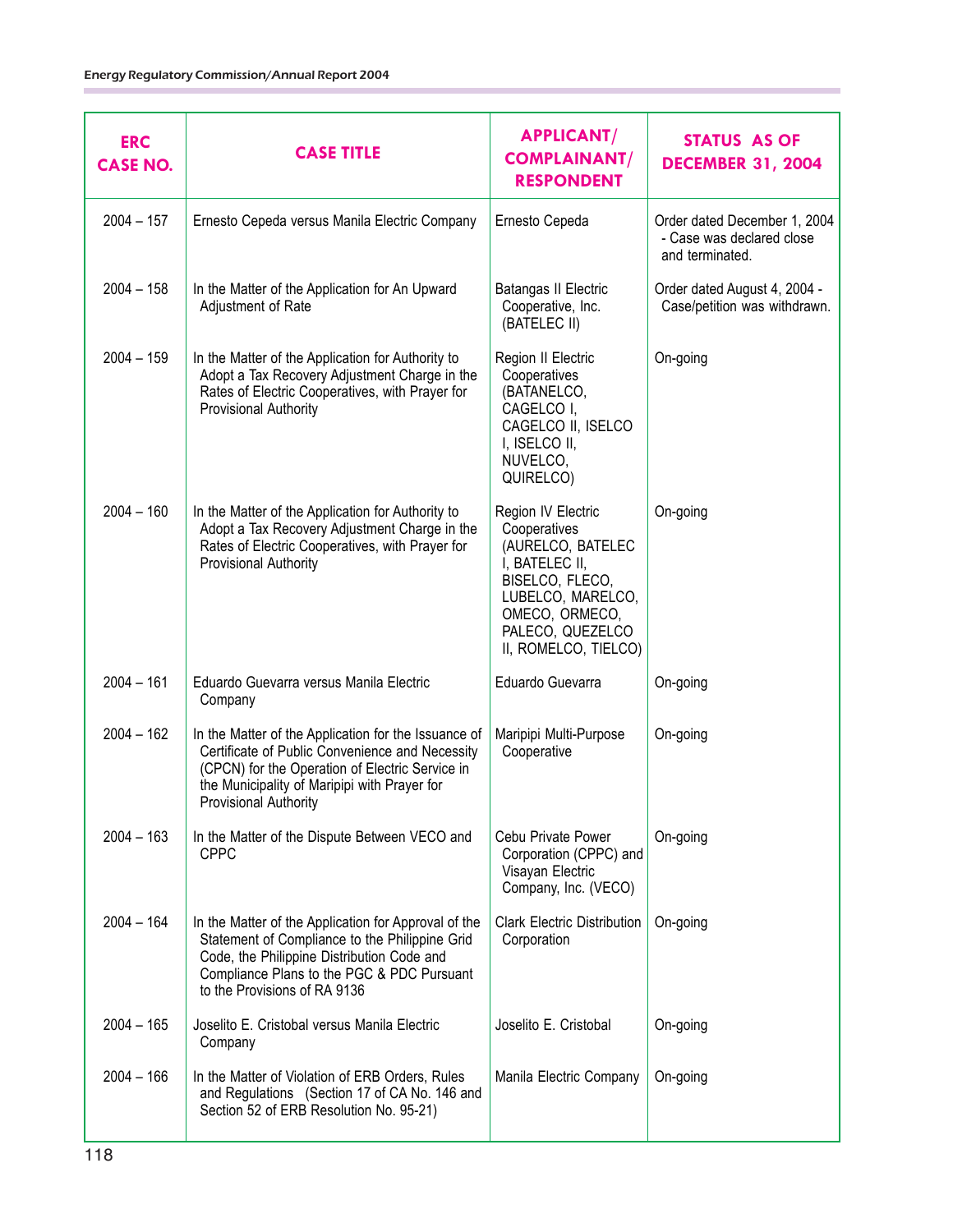| ERC CASE NO. | CASE TITLE | APPLICANT/ COMPLAINANT/ RESPONDENT | STATUS AS OF DECEMBER 31, 2004 |
|---|---|---|---|
| 2004 – 157 | Ernesto Cepeda versus Manila Electric Company | Ernesto Cepeda | Order dated December 1, 2004 - Case was declared close and terminated. |
| 2004 – 158 | In the Matter of the Application for An Upward Adjustment of Rate | Batangas II Electric Cooperative, Inc. (BATELEC II) | Order dated August 4, 2004 - Case/petition was withdrawn. |
| 2004 – 159 | In the Matter of the Application for Authority to Adopt a Tax Recovery Adjustment Charge in the Rates of Electric Cooperatives, with Prayer for Provisional Authority | Region II Electric Cooperatives (BATANELCO, CAGELCO I, CAGELCO II, ISELCO I, ISELCO II, NUVELCO, QUIRELCO) | On-going |
| 2004 – 160 | In the Matter of the Application for Authority to Adopt a Tax Recovery Adjustment Charge in the Rates of Electric Cooperatives, with Prayer for Provisional Authority | Region IV Electric Cooperatives (AURELCO, BATELEC I, BATELEC II, BISELCO, FLECO, LUBELCO, MARELCO, OMECO, ORMECO, PALECO, QUEZELCO II, ROMELCO, TIELCO) | On-going |
| 2004 – 161 | Eduardo Guevarra versus Manila Electric Company | Eduardo Guevarra | On-going |
| 2004 – 162 | In the Matter of the Application for the Issuance of Certificate of Public Convenience and Necessity (CPCN) for the Operation of Electric Service in the Municipality of Maripipi with Prayer for Provisional Authority | Maripipi Multi-Purpose Cooperative | On-going |
| 2004 – 163 | In the Matter of the Dispute Between VECO and CPPC | Cebu Private Power Corporation (CPPC) and Visayan Electric Company, Inc. (VECO) | On-going |
| 2004 – 164 | In the Matter of the Application for Approval of the Statement of Compliance to the Philippine Grid Code, the Philippine Distribution Code and Compliance Plans to the PGC & PDC Pursuant to the Provisions of RA 9136 | Clark Electric Distribution Corporation | On-going |
| 2004 – 165 | Joselito E. Cristobal versus Manila Electric Company | Joselito E. Cristobal | On-going |
| 2004 – 166 | In the Matter of Violation of ERB Orders, Rules and Regulations (Section 17 of CA No. 146 and Section 52 of ERB Resolution No. 95-21) | Manila Electric Company | On-going |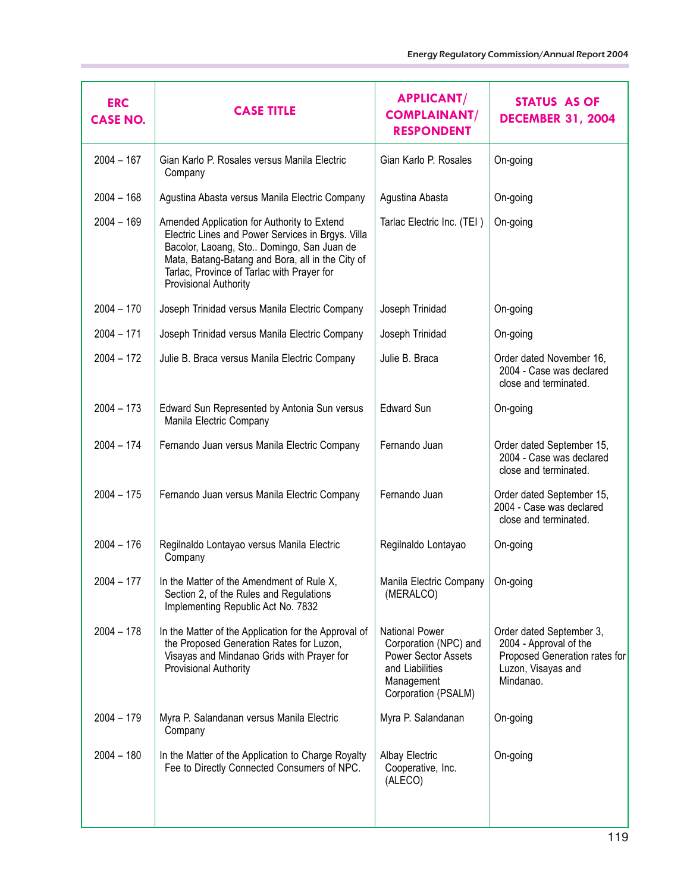| ERC CASE NO. | CASE TITLE | APPLICANT/ COMPLAINANT/ RESPONDENT | STATUS AS OF DECEMBER 31, 2004 |
|---|---|---|---|
| 2004 – 167 | Gian Karlo P. Rosales versus Manila Electric Company | Gian Karlo P. Rosales | On-going |
| 2004 – 168 | Agustina Abasta versus Manila Electric Company | Agustina Abasta | On-going |
| 2004 – 169 | Amended Application for Authority to Extend Electric Lines and Power Services in Brgys. Villa Bacolor, Laoang, Sto.. Domingo, San Juan de Mata, Batang-Batang and Bora, all in the City of Tarlac, Province of Tarlac with Prayer for Provisional Authority | Tarlac Electric Inc. (TEI ) | On-going |
| 2004 – 170 | Joseph Trinidad versus Manila Electric Company | Joseph Trinidad | On-going |
| 2004 – 171 | Joseph Trinidad versus Manila Electric Company | Joseph Trinidad | On-going |
| 2004 – 172 | Julie B. Braca versus Manila Electric Company | Julie B. Braca | Order dated November 16, 2004 - Case was declared close and terminated. |
| 2004 – 173 | Edward Sun Represented by Antonia Sun versus Manila Electric Company | Edward Sun | On-going |
| 2004 – 174 | Fernando Juan versus Manila Electric Company | Fernando Juan | Order dated September 15, 2004 - Case was declared close and terminated. |
| 2004 – 175 | Fernando Juan versus Manila Electric Company | Fernando Juan | Order dated September 15, 2004 - Case was declared close and terminated. |
| 2004 – 176 | Regilnaldo Lontayao versus Manila Electric Company | Regilnaldo Lontayao | On-going |
| 2004 – 177 | In the Matter of the Amendment of Rule X, Section 2, of the Rules and Regulations Implementing Republic Act No. 7832 | Manila Electric Company (MERALCO) | On-going |
| 2004 – 178 | In the Matter of the Application for the Approval of the Proposed Generation Rates for Luzon, Visayas and Mindanao Grids with Prayer for Provisional Authority | National Power Corporation (NPC) and Power Sector Assets and Liabilities Management Corporation (PSALM) | Order dated September 3, 2004 - Approval of the Proposed Generation rates for Luzon, Visayas and Mindanao. |
| 2004 – 179 | Myra P. Salandanan versus Manila Electric Company | Myra P. Salandanan | On-going |
| 2004 – 180 | In the Matter of the Application to Charge Royalty Fee to Directly Connected Consumers of NPC. | Albay Electric Cooperative, Inc. (ALECO) | On-going |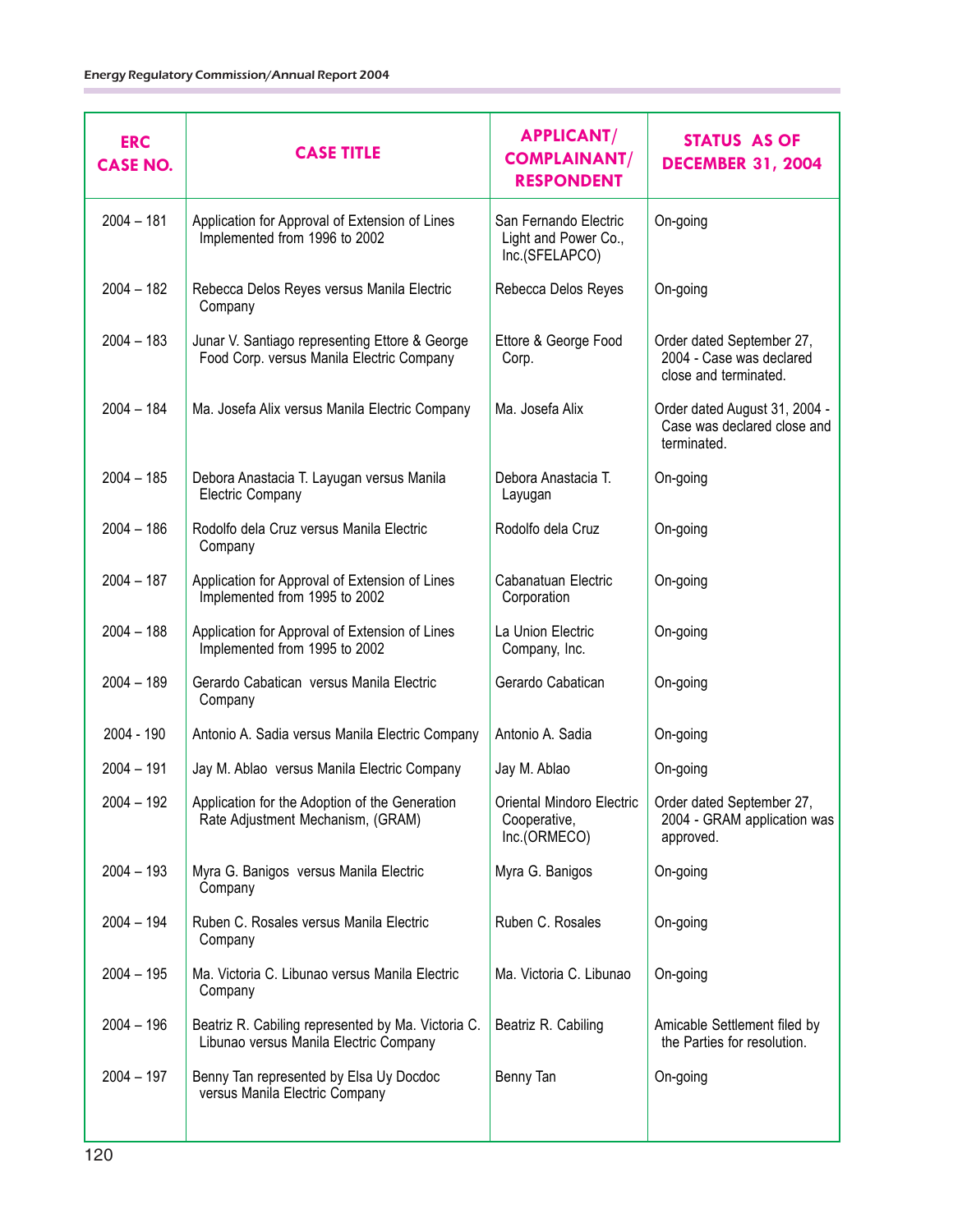| ERC CASE NO. | CASE TITLE | APPLICANT/ COMPLAINANT/ RESPONDENT | STATUS AS OF DECEMBER 31, 2004 |
|---|---|---|---|
| 2004 – 181 | Application for Approval of Extension of Lines Implemented from 1996 to 2002 | San Fernando Electric Light and Power Co., Inc.(SFELAPCO) | On-going |
| 2004 – 182 | Rebecca Delos Reyes versus Manila Electric Company | Rebecca Delos Reyes | On-going |
| 2004 – 183 | Junar V. Santiago representing Ettore & George Food Corp. versus Manila Electric Company | Ettore & George Food Corp. | Order dated September 27, 2004 - Case was declared close and terminated. |
| 2004 – 184 | Ma. Josefa Alix versus Manila Electric Company | Ma. Josefa Alix | Order dated August 31, 2004 - Case was declared close and terminated. |
| 2004 – 185 | Debora Anastacia T. Layugan versus Manila Electric Company | Debora Anastacia T. Layugan | On-going |
| 2004 – 186 | Rodolfo dela Cruz versus Manila Electric Company | Rodolfo dela Cruz | On-going |
| 2004 – 187 | Application for Approval of Extension of Lines Implemented from 1995 to 2002 | Cabanatuan Electric Corporation | On-going |
| 2004 – 188 | Application for Approval of Extension of Lines Implemented from 1995 to 2002 | La Union Electric Company, Inc. | On-going |
| 2004 – 189 | Gerardo Cabatican versus Manila Electric Company | Gerardo Cabatican | On-going |
| 2004 - 190 | Antonio A. Sadia versus Manila Electric Company | Antonio A. Sadia | On-going |
| 2004 – 191 | Jay M. Ablao versus Manila Electric Company | Jay M. Ablao | On-going |
| 2004 – 192 | Application for the Adoption of the Generation Rate Adjustment Mechanism, (GRAM) | Oriental Mindoro Electric Cooperative, Inc.(ORMECO) | Order dated September 27, 2004 - GRAM application was approved. |
| 2004 – 193 | Myra G. Banigos versus Manila Electric Company | Myra G. Banigos | On-going |
| 2004 – 194 | Ruben C. Rosales versus Manila Electric Company | Ruben C. Rosales | On-going |
| 2004 – 195 | Ma. Victoria C. Libunao versus Manila Electric Company | Ma. Victoria C. Libunao | On-going |
| 2004 – 196 | Beatriz R. Cabiling represented by Ma. Victoria C. Libunao versus Manila Electric Company | Beatriz R. Cabiling | Amicable Settlement filed by the Parties for resolution. |
| 2004 – 197 | Benny Tan represented by Elsa Uy Docdoc versus Manila Electric Company | Benny Tan | On-going |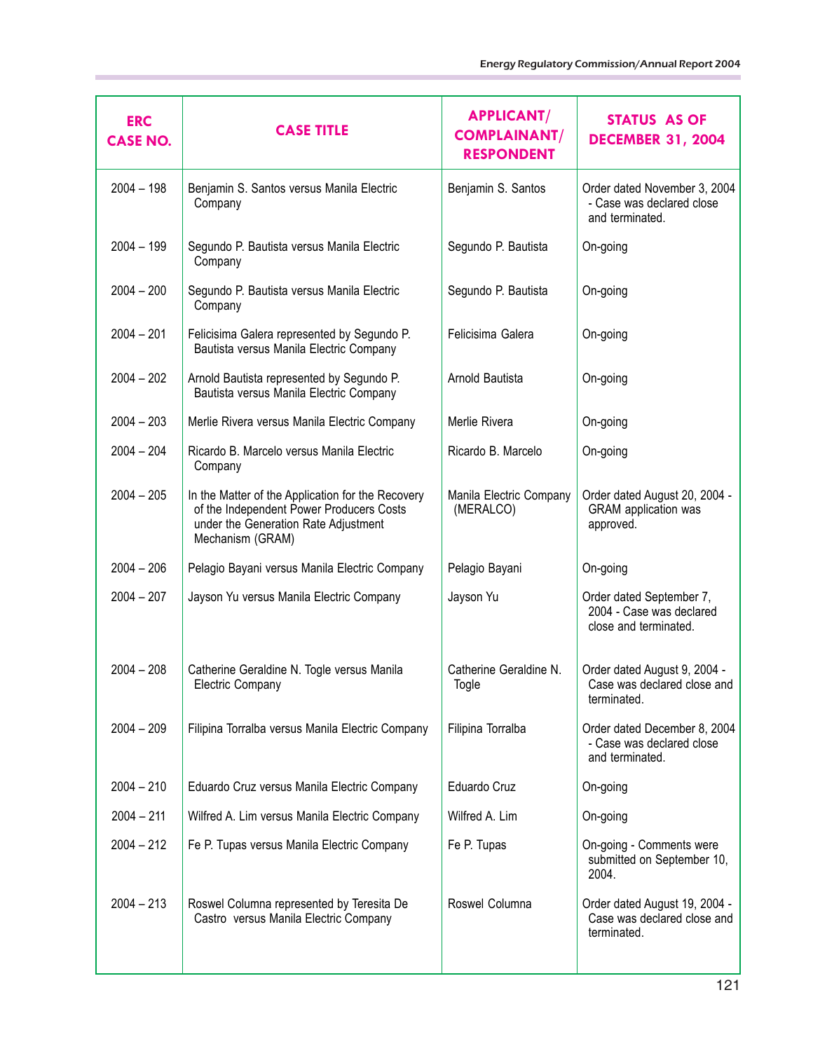| ERC CASE NO. | CASE TITLE | APPLICANT/ COMPLAINANT/ RESPONDENT | STATUS AS OF DECEMBER 31, 2004 |
|---|---|---|---|
| 2004 – 198 | Benjamin S. Santos versus Manila Electric Company | Benjamin S. Santos | Order dated November 3, 2004 - Case was declared close and terminated. |
| 2004 – 199 | Segundo P. Bautista versus Manila Electric Company | Segundo P. Bautista | On-going |
| 2004 – 200 | Segundo P. Bautista versus Manila Electric Company | Segundo P. Bautista | On-going |
| 2004 – 201 | Felicisima Galera represented by Segundo P. Bautista versus Manila Electric Company | Felicisima Galera | On-going |
| 2004 – 202 | Arnold Bautista represented by Segundo P. Bautista versus Manila Electric Company | Arnold Bautista | On-going |
| 2004 – 203 | Merlie Rivera versus Manila Electric Company | Merlie Rivera | On-going |
| 2004 – 204 | Ricardo B. Marcelo versus Manila Electric Company | Ricardo B. Marcelo | On-going |
| 2004 – 205 | In the Matter of the Application for the Recovery of the Independent Power Producers Costs under the Generation Rate Adjustment Mechanism (GRAM) | Manila Electric Company (MERALCO) | Order dated August 20, 2004 - GRAM application was approved. |
| 2004 – 206 | Pelagio Bayani versus Manila Electric Company | Pelagio Bayani | On-going |
| 2004 – 207 | Jayson Yu versus Manila Electric Company | Jayson Yu | Order dated September 7, 2004 - Case was declared close and terminated. |
| 2004 – 208 | Catherine Geraldine N. Togle versus Manila Electric Company | Catherine Geraldine N. Togle | Order dated August 9, 2004 - Case was declared close and terminated. |
| 2004 – 209 | Filipina Torralba versus Manila Electric Company | Filipina Torralba | Order dated December 8, 2004 - Case was declared close and terminated. |
| 2004 – 210 | Eduardo Cruz versus Manila Electric Company | Eduardo Cruz | On-going |
| 2004 – 211 | Wilfred A. Lim versus Manila Electric Company | Wilfred A. Lim | On-going |
| 2004 – 212 | Fe P. Tupas versus Manila Electric Company | Fe P. Tupas | On-going - Comments were submitted on September 10, 2004. |
| 2004 – 213 | Roswel Columna represented by Teresita De Castro versus Manila Electric Company | Roswel Columna | Order dated August 19, 2004 - Case was declared close and terminated. |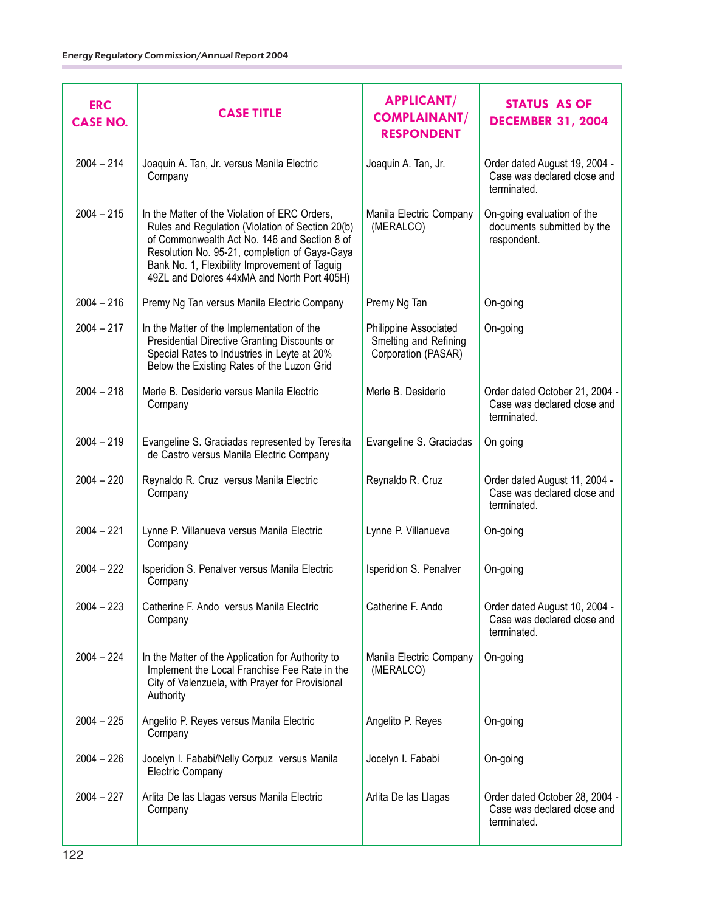| ERC CASE NO. | CASE TITLE | APPLICANT/ COMPLAINANT/ RESPONDENT | STATUS AS OF DECEMBER 31, 2004 |
|---|---|---|---|
| 2004 – 214 | Joaquin A. Tan, Jr. versus Manila Electric Company | Joaquin A. Tan, Jr. | Order dated August 19, 2004 - Case was declared close and terminated. |
| 2004 – 215 | In the Matter of the Violation of ERC Orders, Rules and Regulation (Violation of Section 20(b) of Commonwealth Act No. 146 and Section 8 of Resolution No. 95-21, completion of Gaya-Gaya Bank No. 1, Flexibility Improvement of Taguig 49ZL and Dolores 44xMA and North Port 405H) | Manila Electric Company (MERALCO) | On-going evaluation of the documents submitted by the respondent. |
| 2004 – 216 | Premy Ng Tan versus Manila Electric Company | Premy Ng Tan | On-going |
| 2004 – 217 | In the Matter of the Implementation of the Presidential Directive Granting Discounts or Special Rates to Industries in Leyte at 20% Below the Existing Rates of the Luzon Grid | Philippine Associated Smelting and Refining Corporation (PASAR) | On-going |
| 2004 – 218 | Merle B. Desiderio versus Manila Electric Company | Merle B. Desiderio | Order dated October 21, 2004 - Case was declared close and terminated. |
| 2004 – 219 | Evangeline S. Graciadas represented by Teresita de Castro versus Manila Electric Company | Evangeline S. Graciadas | On going |
| 2004 – 220 | Reynaldo R. Cruz versus Manila Electric Company | Reynaldo R. Cruz | Order dated August 11, 2004 - Case was declared close and terminated. |
| 2004 – 221 | Lynne P. Villanueva versus Manila Electric Company | Lynne P. Villanueva | On-going |
| 2004 – 222 | Isperidion S. Penalver versus Manila Electric Company | Isperidion S. Penalver | On-going |
| 2004 – 223 | Catherine F. Ando versus Manila Electric Company | Catherine F. Ando | Order dated August 10, 2004 - Case was declared close and terminated. |
| 2004 – 224 | In the Matter of the Application for Authority to Implement the Local Franchise Fee Rate in the City of Valenzuela, with Prayer for Provisional Authority | Manila Electric Company (MERALCO) | On-going |
| 2004 – 225 | Angelito P. Reyes versus Manila Electric Company | Angelito P. Reyes | On-going |
| 2004 – 226 | Jocelyn I. Fababi/Nelly Corpuz versus Manila Electric Company | Jocelyn I. Fababi | On-going |
| 2004 – 227 | Arlita De las Llagas versus Manila Electric Company | Arlita De las Llagas | Order dated October 28, 2004 - Case was declared close and terminated. |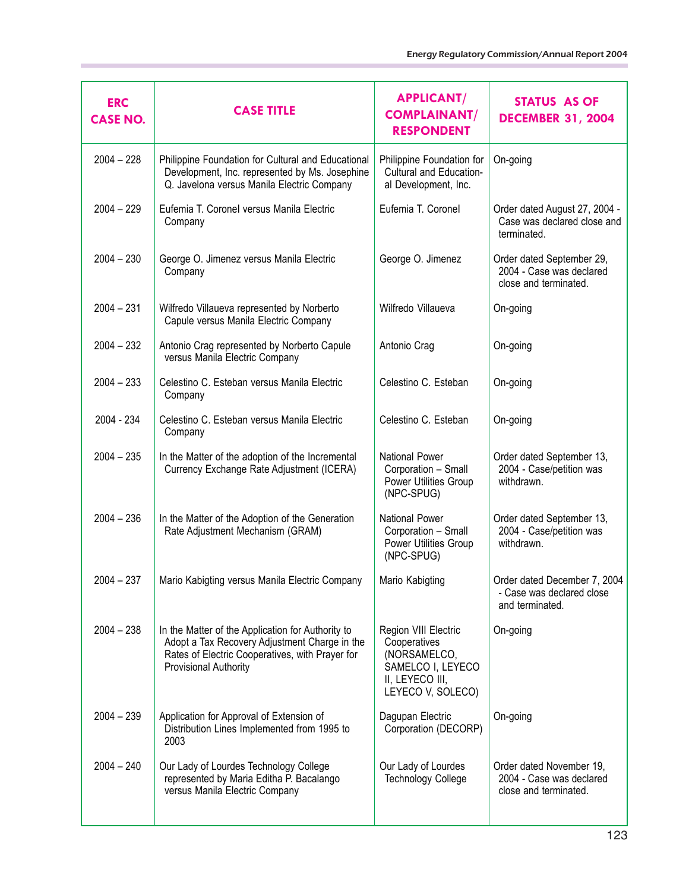| ERC CASE NO. | CASE TITLE | APPLICANT/ COMPLAINANT/ RESPONDENT | STATUS AS OF DECEMBER 31, 2004 |
|---|---|---|---|
| 2004 – 228 | Philippine Foundation for Cultural and Educational Development, Inc. represented by Ms. Josephine Q. Javelona versus Manila Electric Company | Philippine Foundation for Cultural and Educational Development, Inc. | On-going |
| 2004 – 229 | Eufemia T. Coronel versus Manila Electric Company | Eufemia T. Coronel | Order dated August 27, 2004 - Case was declared close and terminated. |
| 2004 – 230 | George O. Jimenez versus Manila Electric Company | George O. Jimenez | Order dated September 29, 2004 - Case was declared close and terminated. |
| 2004 – 231 | Wilfredo Villaueva represented by Norberto Capule versus Manila Electric Company | Wilfredo Villaueva | On-going |
| 2004 – 232 | Antonio Crag represented by Norberto Capule versus Manila Electric Company | Antonio Crag | On-going |
| 2004 – 233 | Celestino C. Esteban versus Manila Electric Company | Celestino C. Esteban | On-going |
| 2004 - 234 | Celestino C. Esteban versus Manila Electric Company | Celestino C. Esteban | On-going |
| 2004 – 235 | In the Matter of the adoption of the Incremental Currency Exchange Rate Adjustment (ICERA) | National Power Corporation – Small Power Utilities Group (NPC-SPUG) | Order dated September 13, 2004 - Case/petition was withdrawn. |
| 2004 – 236 | In the Matter of the Adoption of the Generation Rate Adjustment Mechanism (GRAM) | National Power Corporation – Small Power Utilities Group (NPC-SPUG) | Order dated September 13, 2004 - Case/petition was withdrawn. |
| 2004 – 237 | Mario Kabigting versus Manila Electric Company | Mario Kabigting | Order dated December 7, 2004 - Case was declared close and terminated. |
| 2004 – 238 | In the Matter of the Application for Authority to Adopt a Tax Recovery Adjustment Charge in the Rates of Electric Cooperatives, with Prayer for Provisional Authority | Region VIII Electric Cooperatives (NORSAMELCO, SAMELCO I, LEYECO II, LEYECO III, LEYECO V, SOLECO) | On-going |
| 2004 – 239 | Application for Approval of Extension of Distribution Lines Implemented from 1995 to 2003 | Dagupan Electric Corporation (DECORP) | On-going |
| 2004 – 240 | Our Lady of Lourdes Technology College represented by Maria Editha P. Bacalango versus Manila Electric Company | Our Lady of Lourdes Technology College | Order dated November 19, 2004 - Case was declared close and terminated. |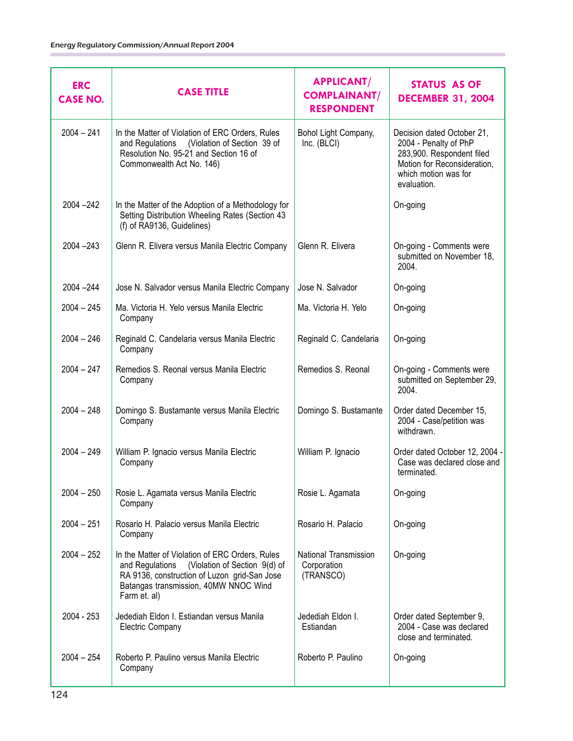| ERC CASE NO. | CASE TITLE | APPLICANT/ COMPLAINANT/ RESPONDENT | STATUS AS OF DECEMBER 31, 2004 |
|---|---|---|---|
| 2004 – 241 | In the Matter of Violation of ERC Orders, Rules and Regulations (Violation of Section 39 of Resolution No. 95-21 and Section 16 of Commonwealth Act No. 146) | Bohol Light Company, Inc. (BLCI) | Decision dated October 21, 2004 - Penalty of PhP 283,900. Respondent filed Motion for Reconsideration, which motion was for evaluation. |
| 2004 –242 | In the Matter of the Adoption of a Methodology for Setting Distribution Wheeling Rates (Section 43 (f) of RA9136, Guidelines) | | On-going |
| 2004 –243 | Glenn R. Elivera versus Manila Electric Company | Glenn R. Elivera | On-going - Comments were submitted on November 18, 2004. |
| 2004 –244 | Jose N. Salvador versus Manila Electric Company | Jose N. Salvador | On-going |
| 2004 – 245 | Ma. Victoria H. Yelo versus Manila Electric Company | Ma. Victoria H. Yelo | On-going |
| 2004 – 246 | Reginald C. Candelaria versus Manila Electric Company | Reginald C. Candelaria | On-going |
| 2004 – 247 | Remedios S. Reonal versus Manila Electric Company | Remedios S. Reonal | On-going - Comments were submitted on September 29, 2004. |
| 2004 – 248 | Domingo S. Bustamante versus Manila Electric Company | Domingo S. Bustamante | Order dated December 15, 2004 - Case/petition was withdrawn. |
| 2004 – 249 | William P. Ignacio versus Manila Electric Company | William P. Ignacio | Order dated October 12, 2004 - Case was declared close and terminated. |
| 2004 – 250 | Rosie L. Agamata versus Manila Electric Company | Rosie L. Agamata | On-going |
| 2004 – 251 | Rosario H. Palacio versus Manila Electric Company | Rosario H. Palacio | On-going |
| 2004 – 252 | In the Matter of Violation of ERC Orders, Rules and Regulations (Violation of Section 9(d) of RA 9136, construction of Luzon grid-San Jose Batangas transmission, 40MW NNOC Wind Farm et. al) | National Transmission Corporation (TRANSCO) | On-going |
| 2004 - 253 | Jedediah Eldon I. Estiandan versus Manila Electric Company | Jedediah Eldon I. Estiandan | Order dated September 9, 2004 - Case was declared close and terminated. |
| 2004 – 254 | Roberto P. Paulino versus Manila Electric Company | Roberto P. Paulino | On-going |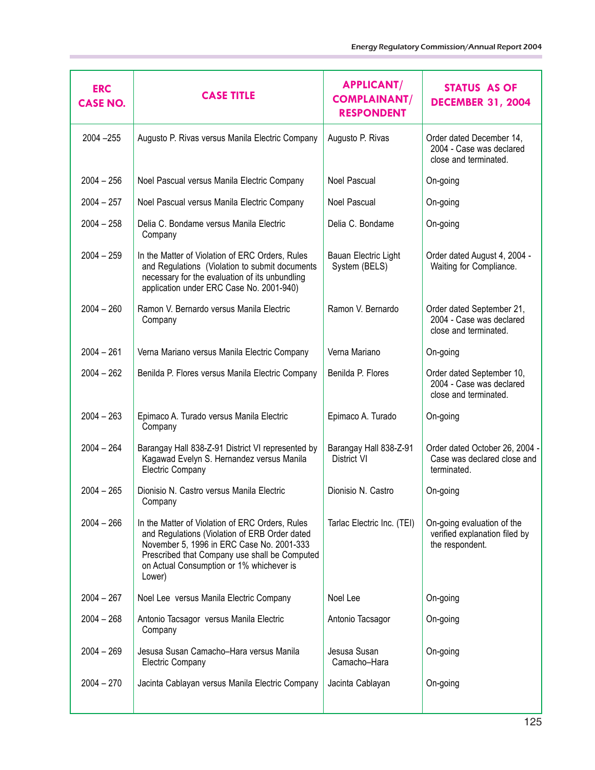| ERC CASE NO. | CASE TITLE | APPLICANT/ COMPLAINANT/ RESPONDENT | STATUS AS OF DECEMBER 31, 2004 |
|---|---|---|---|
| 2004 –255 | Augusto P. Rivas versus Manila Electric Company | Augusto P. Rivas | Order dated December 14, 2004 - Case was declared close and terminated. |
| 2004 – 256 | Noel Pascual versus Manila Electric Company | Noel Pascual | On-going |
| 2004 – 257 | Noel Pascual versus Manila Electric Company | Noel Pascual | On-going |
| 2004 – 258 | Delia C. Bondame versus Manila Electric Company | Delia C. Bondame | On-going |
| 2004 – 259 | In the Matter of Violation of ERC Orders, Rules and Regulations (Violation to submit documents necessary for the evaluation of its unbundling application under ERC Case No. 2001-940) | Bauan Electric Light System (BELS) | Order dated August 4, 2004 - Waiting for Compliance. |
| 2004 – 260 | Ramon V. Bernardo versus Manila Electric Company | Ramon V. Bernardo | Order dated September 21, 2004 - Case was declared close and terminated. |
| 2004 – 261 | Verna Mariano versus Manila Electric Company | Verna Mariano | On-going |
| 2004 – 262 | Benilda P. Flores versus Manila Electric Company | Benilda P. Flores | Order dated September 10, 2004 - Case was declared close and terminated. |
| 2004 – 263 | Epimaco A. Turado versus Manila Electric Company | Epimaco A. Turado | On-going |
| 2004 – 264 | Barangay Hall 838-Z-91 District VI represented by Kagawad Evelyn S. Hernandez versus Manila Electric Company | Barangay Hall 838-Z-91 District VI | Order dated October 26, 2004 - Case was declared close and terminated. |
| 2004 – 265 | Dionisio N. Castro versus Manila Electric Company | Dionisio N. Castro | On-going |
| 2004 – 266 | In the Matter of Violation of ERC Orders, Rules and Regulations (Violation of ERB Order dated November 5, 1996 in ERC Case No. 2001-333 Prescribed that Company use shall be Computed on Actual Consumption or 1% whichever is Lower) | Tarlac Electric Inc. (TEI) | On-going evaluation of the verified explanation filed by the respondent. |
| 2004 – 267 | Noel Lee versus Manila Electric Company | Noel Lee | On-going |
| 2004 – 268 | Antonio Tacsagor versus Manila Electric Company | Antonio Tacsagor | On-going |
| 2004 – 269 | Jesusa Susan Camacho–Hara versus Manila Electric Company | Jesusa Susan Camacho–Hara | On-going |
| 2004 – 270 | Jacinta Cablayan versus Manila Electric Company | Jacinta Cablayan | On-going |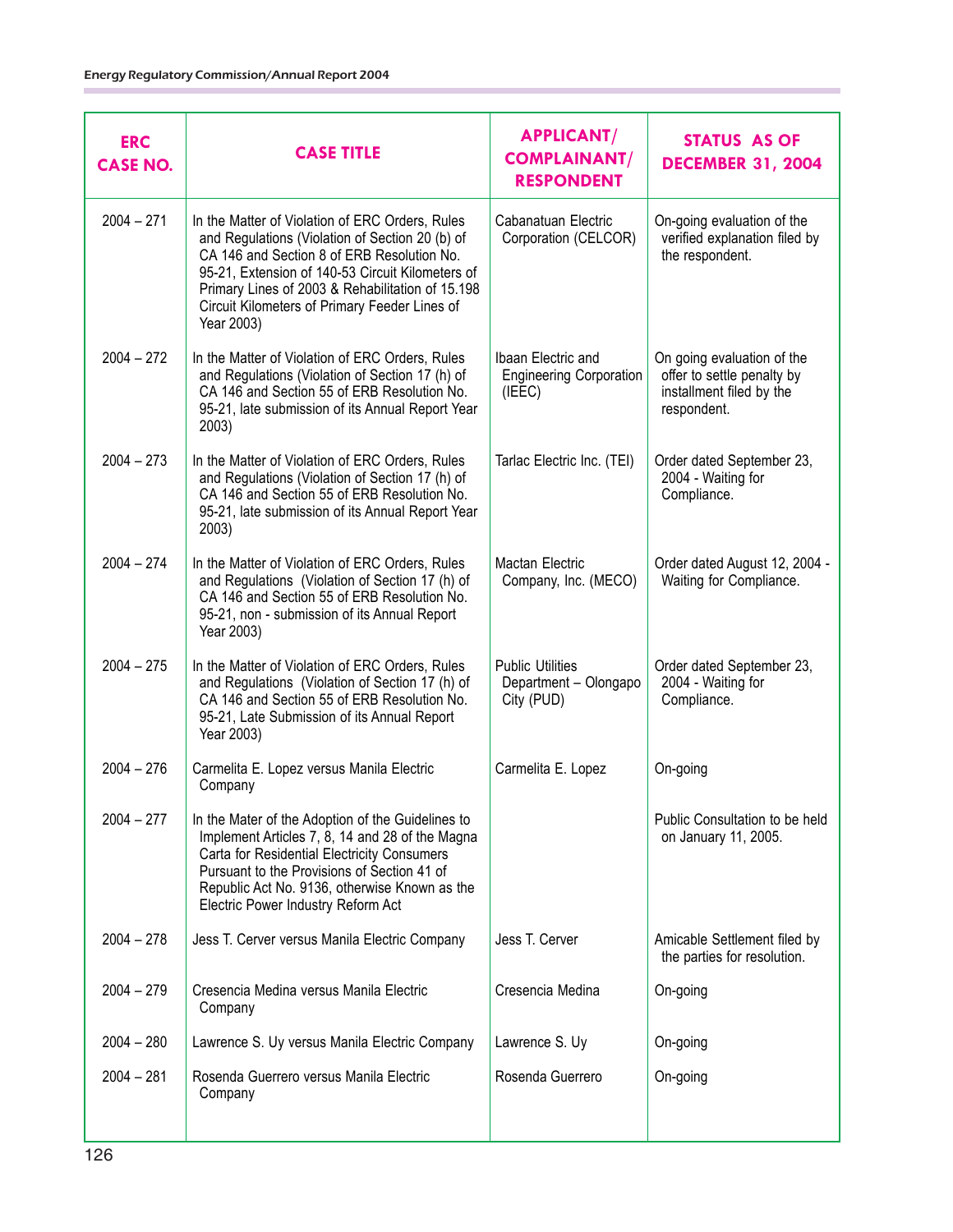| ERC CASE NO. | CASE TITLE | APPLICANT/ COMPLAINANT/ RESPONDENT | STATUS AS OF DECEMBER 31, 2004 |
|---|---|---|---|
| 2004 – 271 | In the Matter of Violation of ERC Orders, Rules and Regulations (Violation of Section 20 (b) of CA 146 and Section 8 of ERB Resolution No. 95-21, Extension of 140-53 Circuit Kilometers of Primary Lines of 2003 & Rehabilitation of 15.198 Circuit Kilometers of Primary Feeder Lines of Year 2003) | Cabanatuan Electric Corporation (CELCOR) | On-going evaluation of the verified explanation filed by the respondent. |
| 2004 – 272 | In the Matter of Violation of ERC Orders, Rules and Regulations (Violation of Section 17 (h) of CA 146 and Section 55 of ERB Resolution No. 95-21, late submission of its Annual Report Year 2003) | Ibaan Electric and Engineering Corporation (IEEC) | On going evaluation of the offer to settle penalty by installment filed by the respondent. |
| 2004 – 273 | In the Matter of Violation of ERC Orders, Rules and Regulations (Violation of Section 17 (h) of CA 146 and Section 55 of ERB Resolution No. 95-21, late submission of its Annual Report Year 2003) | Tarlac Electric Inc. (TEI) | Order dated September 23, 2004 - Waiting for Compliance. |
| 2004 – 274 | In the Matter of Violation of ERC Orders, Rules and Regulations (Violation of Section 17 (h) of CA 146 and Section 55 of ERB Resolution No. 95-21, non - submission of its Annual Report Year 2003) | Mactan Electric Company, Inc. (MECO) | Order dated August 12, 2004 - Waiting for Compliance. |
| 2004 – 275 | In the Matter of Violation of ERC Orders, Rules and Regulations (Violation of Section 17 (h) of CA 146 and Section 55 of ERB Resolution No. 95-21, Late Submission of its Annual Report Year 2003) | Public Utilities Department – Olongapo City (PUD) | Order dated September 23, 2004 - Waiting for Compliance. |
| 2004 – 276 | Carmelita E. Lopez versus Manila Electric Company | Carmelita E. Lopez | On-going |
| 2004 – 277 | In the Mater of the Adoption of the Guidelines to Implement Articles 7, 8, 14 and 28 of the Magna Carta for Residential Electricity Consumers Pursuant to the Provisions of Section 41 of Republic Act No. 9136, otherwise Known as the Electric Power Industry Reform Act | | Public Consultation to be held on January 11, 2005. |
| 2004 – 278 | Jess T. Cerver versus Manila Electric Company | Jess T. Cerver | Amicable Settlement filed by the parties for resolution. |
| 2004 – 279 | Cresencia Medina versus Manila Electric Company | Cresencia Medina | On-going |
| 2004 – 280 | Lawrence S. Uy versus Manila Electric Company | Lawrence S. Uy | On-going |
| 2004 – 281 | Rosenda Guerrero versus Manila Electric Company | Rosenda Guerrero | On-going |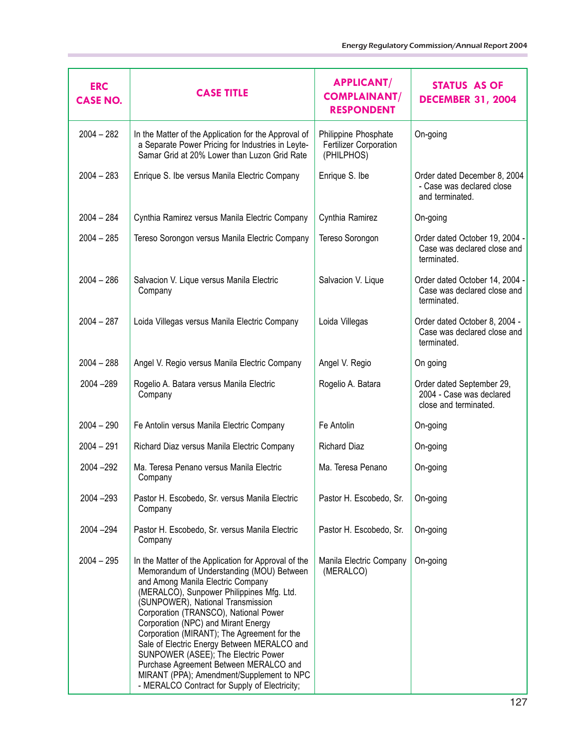| ERC CASE NO. | CASE TITLE | APPLICANT/ COMPLAINANT/ RESPONDENT | STATUS AS OF DECEMBER 31, 2004 |
|---|---|---|---|
| 2004 – 282 | In the Matter of the Application for the Approval of a Separate Power Pricing for Industries in Leyte-Samar Grid at 20% Lower than Luzon Grid Rate | Philippine Phosphate Fertilizer Corporation (PHILPHOS) | On-going |
| 2004 – 283 | Enrique S. Ibe versus Manila Electric Company | Enrique S. Ibe | Order dated December 8, 2004 - Case was declared close and terminated. |
| 2004 – 284 | Cynthia Ramirez versus Manila Electric Company | Cynthia Ramirez | On-going |
| 2004 – 285 | Tereso Sorongon versus Manila Electric Company | Tereso Sorongon | Order dated October 19, 2004 - Case was declared close and terminated. |
| 2004 – 286 | Salvacion V. Lique versus Manila Electric Company | Salvacion V. Lique | Order dated October 14, 2004 - Case was declared close and terminated. |
| 2004 – 287 | Loida Villegas versus Manila Electric Company | Loida Villegas | Order dated October 8, 2004 - Case was declared close and terminated. |
| 2004 – 288 | Angel V. Regio versus Manila Electric Company | Angel V. Regio | On going |
| 2004 –289 | Rogelio A. Batara versus Manila Electric Company | Rogelio A. Batara | Order dated September 29, 2004 - Case was declared close and terminated. |
| 2004 – 290 | Fe Antolin versus Manila Electric Company | Fe Antolin | On-going |
| 2004 – 291 | Richard Diaz versus Manila Electric Company | Richard Diaz | On-going |
| 2004 –292 | Ma. Teresa Penano versus Manila Electric Company | Ma. Teresa Penano | On-going |
| 2004 –293 | Pastor H. Escobedo, Sr. versus Manila Electric Company | Pastor H. Escobedo, Sr. | On-going |
| 2004 –294 | Pastor H. Escobedo, Sr. versus Manila Electric Company | Pastor H. Escobedo, Sr. | On-going |
| 2004 – 295 | In the Matter of the Application for Approval of the Memorandum of Understanding (MOU) Between and Among Manila Electric Company (MERALCO), Sunpower Philippines Mfg. Ltd. (SUNPOWER), National Transmission Corporation (TRANSCO), National Power Corporation (NPC) and Mirant Energy Corporation (MIRANT); The Agreement for the Sale of Electric Energy Between MERALCO and SUNPOWER (ASEE); The Electric Power Purchase Agreement Between MERALCO and MIRANT (PPA); Amendment/Supplement to NPC - MERALCO Contract for Supply of Electricity; | Manila Electric Company (MERALCO) | On-going |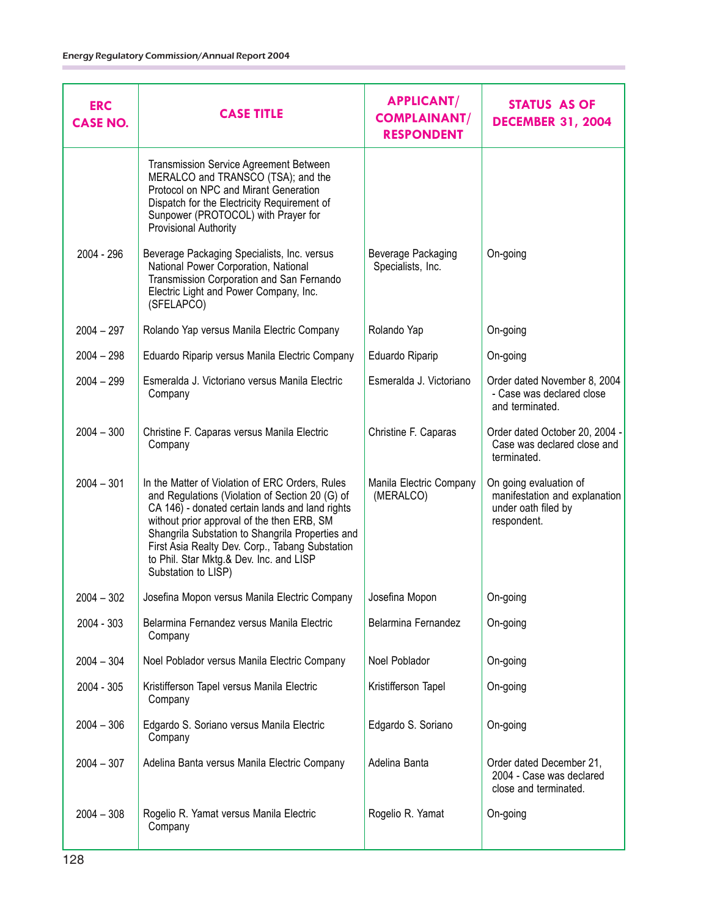| ERC CASE NO. | CASE TITLE | APPLICANT/ COMPLAINANT/ RESPONDENT | STATUS AS OF DECEMBER 31, 2004 |
|---|---|---|---|
| | Transmission Service Agreement Between MERALCO and TRANSCO (TSA); and the Protocol on NPC and Mirant Generation Dispatch for the Electricity Requirement of Sunpower (PROTOCOL) with Prayer for Provisional Authority | | |
| 2004 - 296 | Beverage Packaging Specialists, Inc. versus National Power Corporation, National Transmission Corporation and San Fernando Electric Light and Power Company, Inc. (SFELAPCO) | Beverage Packaging Specialists, Inc. | On-going |
| 2004 – 297 | Rolando Yap versus Manila Electric Company | Rolando Yap | On-going |
| 2004 – 298 | Eduardo Riparip versus Manila Electric Company | Eduardo Riparip | On-going |
| 2004 – 299 | Esmeralda J. Victoriano versus Manila Electric Company | Esmeralda J. Victoriano | Order dated November 8, 2004 - Case was declared close and terminated. |
| 2004 – 300 | Christine F. Caparas versus Manila Electric Company | Christine F. Caparas | Order dated October 20, 2004 - Case was declared close and terminated. |
| 2004 – 301 | In the Matter of Violation of ERC Orders, Rules and Regulations (Violation of Section 20 (G) of CA 146) - donated certain lands and land rights without prior approval of the then ERB, SM Shangrila Substation to Shangrila Properties and First Asia Realty Dev. Corp., Tabang Substation to Phil. Star Mktg.& Dev. Inc. and LISP Substation to LISP) | Manila Electric Company (MERALCO) | On going evaluation of manifestation and explanation under oath filed by respondent. |
| 2004 – 302 | Josefina Mopon versus Manila Electric Company | Josefina Mopon | On-going |
| 2004 - 303 | Belarmina Fernandez versus Manila Electric Company | Belarmina Fernandez | On-going |
| 2004 – 304 | Noel Poblador versus Manila Electric Company | Noel Poblador | On-going |
| 2004 - 305 | Kristifferson Tapel versus Manila Electric Company | Kristifferson Tapel | On-going |
| 2004 – 306 | Edgardo S. Soriano versus Manila Electric Company | Edgardo S. Soriano | On-going |
| 2004 – 307 | Adelina Banta versus Manila Electric Company | Adelina Banta | Order dated December 21, 2004 - Case was declared close and terminated. |
| 2004 – 308 | Rogelio R. Yamat versus Manila Electric Company | Rogelio R. Yamat | On-going |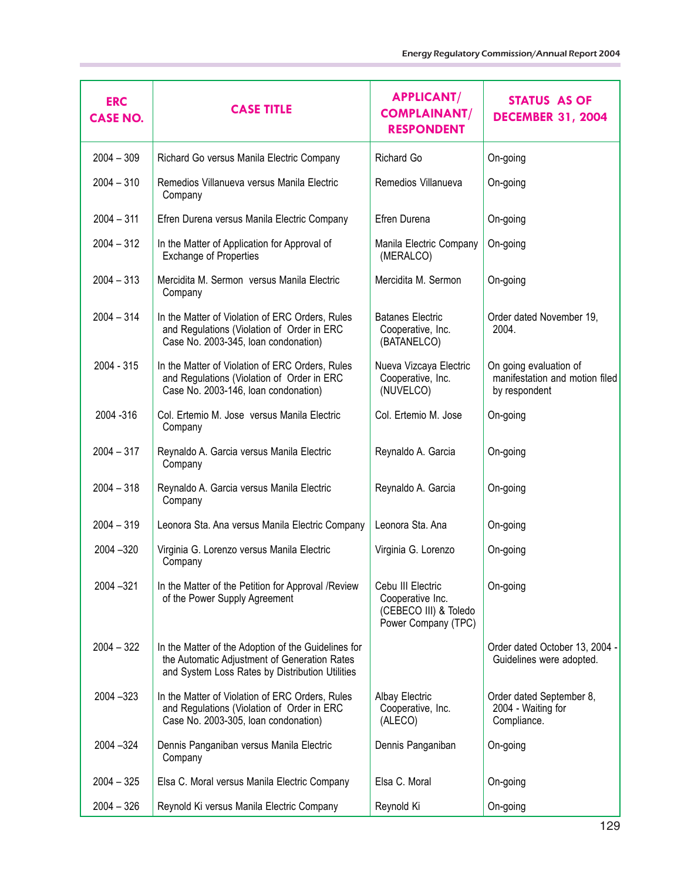| ERC CASE NO. | CASE TITLE | APPLICANT/ COMPLAINANT/ RESPONDENT | STATUS AS OF DECEMBER 31, 2004 |
|---|---|---|---|
| 2004 – 309 | Richard Go versus Manila Electric Company | Richard Go | On-going |
| 2004 – 310 | Remedios Villanueva versus Manila Electric Company | Remedios Villanueva | On-going |
| 2004 – 311 | Efren Durena versus Manila Electric Company | Efren Durena | On-going |
| 2004 – 312 | In the Matter of Application for Approval of Exchange of Properties | Manila Electric Company (MERALCO) | On-going |
| 2004 – 313 | Mercidita M. Sermon versus Manila Electric Company | Mercidita M. Sermon | On-going |
| 2004 – 314 | In the Matter of Violation of ERC Orders, Rules and Regulations (Violation of Order in ERC Case No. 2003-345, loan condonation) | Batanes Electric Cooperative, Inc. (BATANELCO) | Order dated November 19, 2004. |
| 2004 - 315 | In the Matter of Violation of ERC Orders, Rules and Regulations (Violation of Order in ERC Case No. 2003-146, loan condonation) | Nueva Vizcaya Electric Cooperative, Inc. (NUVELCO) | On going evaluation of manifestation and motion filed by respondent |
| 2004 -316 | Col. Ertemio M. Jose versus Manila Electric Company | Col. Ertemio M. Jose | On-going |
| 2004 – 317 | Reynaldo A. Garcia versus Manila Electric Company | Reynaldo A. Garcia | On-going |
| 2004 – 318 | Reynaldo A. Garcia versus Manila Electric Company | Reynaldo A. Garcia | On-going |
| 2004 – 319 | Leonora Sta. Ana versus Manila Electric Company | Leonora Sta. Ana | On-going |
| 2004 –320 | Virginia G. Lorenzo versus Manila Electric Company | Virginia G. Lorenzo | On-going |
| 2004 –321 | In the Matter of the Petition for Approval /Review of the Power Supply Agreement | Cebu III Electric Cooperative Inc. (CEBECO III) & Toledo Power Company (TPC) | On-going |
| 2004 – 322 | In the Matter of the Adoption of the Guidelines for the Automatic Adjustment of Generation Rates and System Loss Rates by Distribution Utilities | | Order dated October 13, 2004 - Guidelines were adopted. |
| 2004 –323 | In the Matter of Violation of ERC Orders, Rules and Regulations (Violation of Order in ERC Case No. 2003-305, loan condonation) | Albay Electric Cooperative, Inc. (ALECO) | Order dated September 8, 2004 - Waiting for Compliance. |
| 2004 –324 | Dennis Panganiban versus Manila Electric Company | Dennis Panganiban | On-going |
| 2004 – 325 | Elsa C. Moral versus Manila Electric Company | Elsa C. Moral | On-going |
| 2004 – 326 | Reynold Ki versus Manila Electric Company | Reynold Ki | On-going |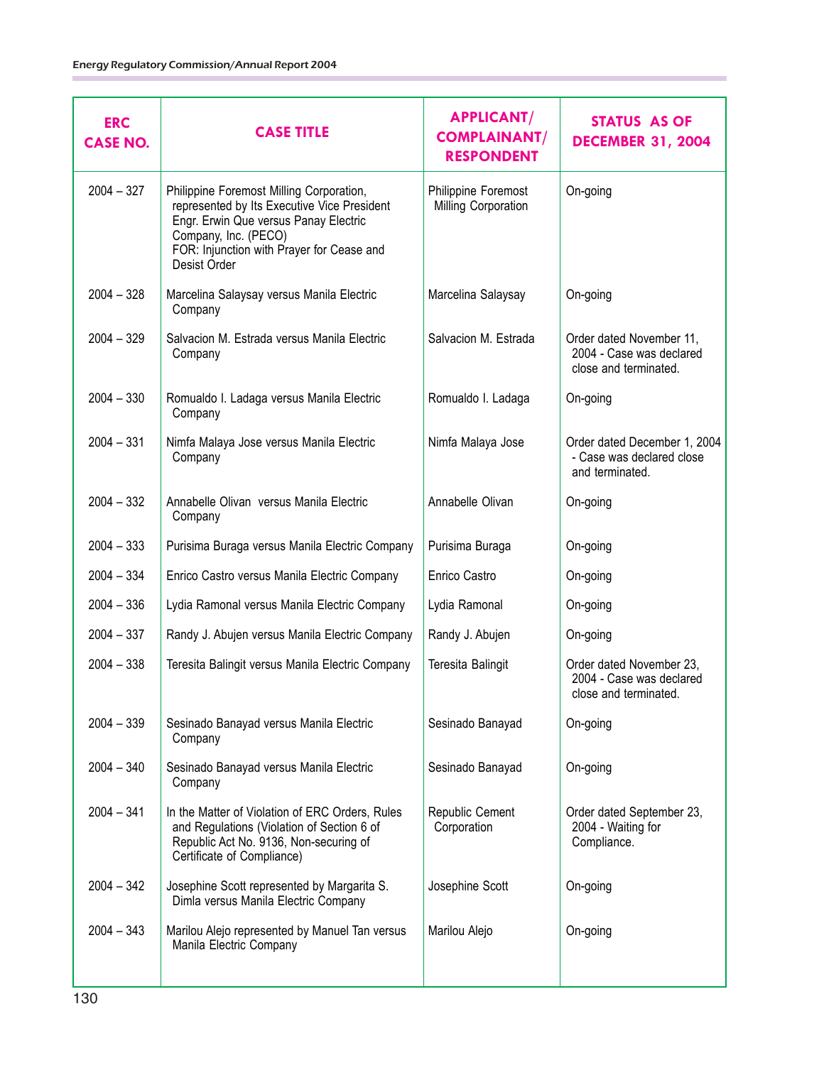| ERC CASE NO. | CASE TITLE | APPLICANT/ COMPLAINANT/ RESPONDENT | STATUS AS OF DECEMBER 31, 2004 |
|---|---|---|---|
| 2004 – 327 | Philippine Foremost Milling Corporation, represented by Its Executive Vice President Engr. Erwin Que versus Panay Electric Company, Inc. (PECO) FOR: Injunction with Prayer for Cease and Desist Order | Philippine Foremost Milling Corporation | On-going |
| 2004 – 328 | Marcelina Salaysay versus Manila Electric Company | Marcelina Salaysay | On-going |
| 2004 – 329 | Salvacion M. Estrada versus Manila Electric Company | Salvacion M. Estrada | Order dated November 11, 2004 - Case was declared close and terminated. |
| 2004 – 330 | Romualdo I. Ladaga versus Manila Electric Company | Romualdo I. Ladaga | On-going |
| 2004 – 331 | Nimfa Malaya Jose versus Manila Electric Company | Nimfa Malaya Jose | Order dated December 1, 2004 - Case was declared close and terminated. |
| 2004 – 332 | Annabelle Olivan versus Manila Electric Company | Annabelle Olivan | On-going |
| 2004 – 333 | Purisima Buraga versus Manila Electric Company | Purisima Buraga | On-going |
| 2004 – 334 | Enrico Castro versus Manila Electric Company | Enrico Castro | On-going |
| 2004 – 336 | Lydia Ramonal versus Manila Electric Company | Lydia Ramonal | On-going |
| 2004 – 337 | Randy J. Abujen versus Manila Electric Company | Randy J. Abujen | On-going |
| 2004 – 338 | Teresita Balingit versus Manila Electric Company | Teresita Balingit | Order dated November 23, 2004 - Case was declared close and terminated. |
| 2004 – 339 | Sesinado Banayad versus Manila Electric Company | Sesinado Banayad | On-going |
| 2004 – 340 | Sesinado Banayad versus Manila Electric Company | Sesinado Banayad | On-going |
| 2004 – 341 | In the Matter of Violation of ERC Orders, Rules and Regulations (Violation of Section 6 of Republic Act No. 9136, Non-securing of Certificate of Compliance) | Republic Cement Corporation | Order dated September 23, 2004 - Waiting for Compliance. |
| 2004 – 342 | Josephine Scott represented by Margarita S. Dimla versus Manila Electric Company | Josephine Scott | On-going |
| 2004 – 343 | Marilou Alejo represented by Manuel Tan versus Manila Electric Company | Marilou Alejo | On-going |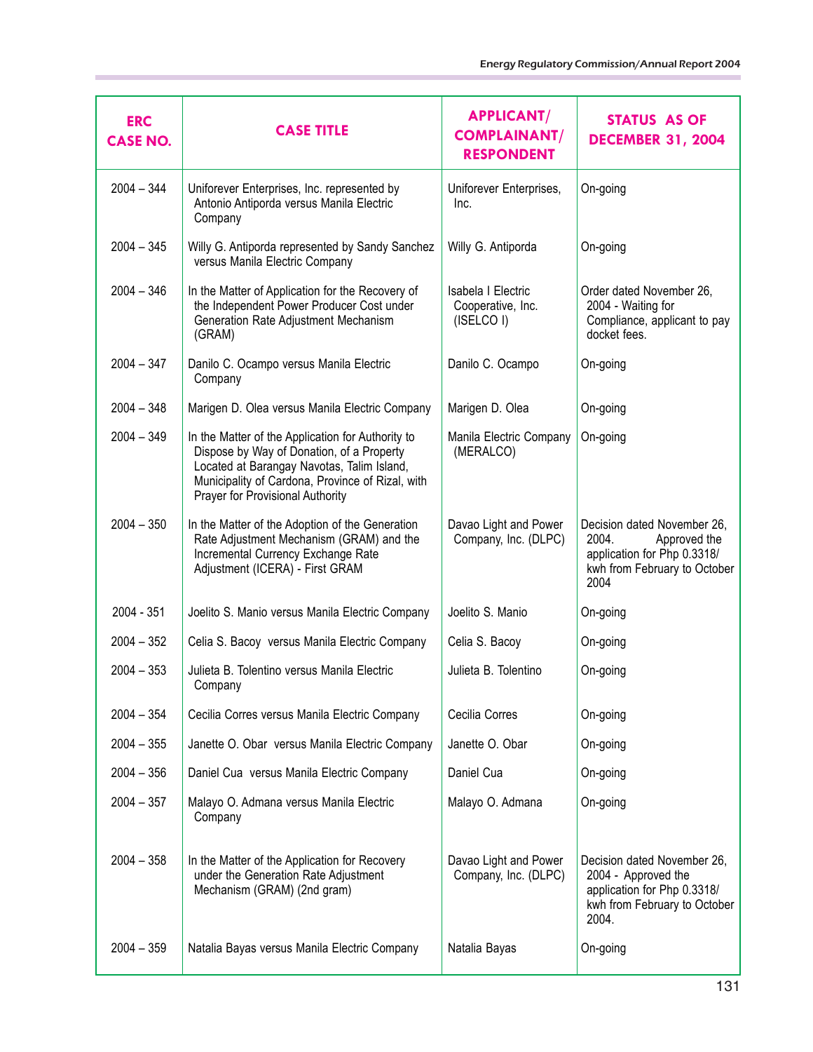| ERC CASE NO. | CASE TITLE | APPLICANT/ COMPLAINANT/ RESPONDENT | STATUS AS OF DECEMBER 31, 2004 |
|---|---|---|---|
| 2004 – 344 | Uniforever Enterprises, Inc. represented by Antonio Antiporda versus Manila Electric Company | Uniforever Enterprises, Inc. | On-going |
| 2004 – 345 | Willy G. Antiporda represented by Sandy Sanchez versus Manila Electric Company | Willy G. Antiporda | On-going |
| 2004 – 346 | In the Matter of Application for the Recovery of the Independent Power Producer Cost under Generation Rate Adjustment Mechanism (GRAM) | Isabela I Electric Cooperative, Inc. (ISELCO I) | Order dated November 26, 2004 - Waiting for Compliance, applicant to pay docket fees. |
| 2004 – 347 | Danilo C. Ocampo versus Manila Electric Company | Danilo C. Ocampo | On-going |
| 2004 – 348 | Marigen D. Olea versus Manila Electric Company | Marigen D. Olea | On-going |
| 2004 – 349 | In the Matter of the Application for Authority to Dispose by Way of Donation, of a Property Located at Barangay Navotas, Talim Island, Municipality of Cardona, Province of Rizal, with Prayer for Provisional Authority | Manila Electric Company (MERALCO) | On-going |
| 2004 – 350 | In the Matter of the Adoption of the Generation Rate Adjustment Mechanism (GRAM) and the Incremental Currency Exchange Rate Adjustment (ICERA) - First GRAM | Davao Light and Power Company, Inc. (DLPC) | Decision dated November 26, 2004. Approved the application for Php 0.3318/ kwh from February to October 2004 |
| 2004 - 351 | Joelito S. Manio versus Manila Electric Company | Joelito S. Manio | On-going |
| 2004 – 352 | Celia S. Bacoy versus Manila Electric Company | Celia S. Bacoy | On-going |
| 2004 – 353 | Julieta B. Tolentino versus Manila Electric Company | Julieta B. Tolentino | On-going |
| 2004 – 354 | Cecilia Corres versus Manila Electric Company | Cecilia Corres | On-going |
| 2004 – 355 | Janette O. Obar versus Manila Electric Company | Janette O. Obar | On-going |
| 2004 – 356 | Daniel Cua versus Manila Electric Company | Daniel Cua | On-going |
| 2004 – 357 | Malayo O. Admana versus Manila Electric Company | Malayo O. Admana | On-going |
| 2004 – 358 | In the Matter of the Application for Recovery under the Generation Rate Adjustment Mechanism (GRAM) (2nd gram) | Davao Light and Power Company, Inc. (DLPC) | Decision dated November 26, 2004 - Approved the application for Php 0.3318/ kwh from February to October 2004. |
| 2004 – 359 | Natalia Bayas versus Manila Electric Company | Natalia Bayas | On-going |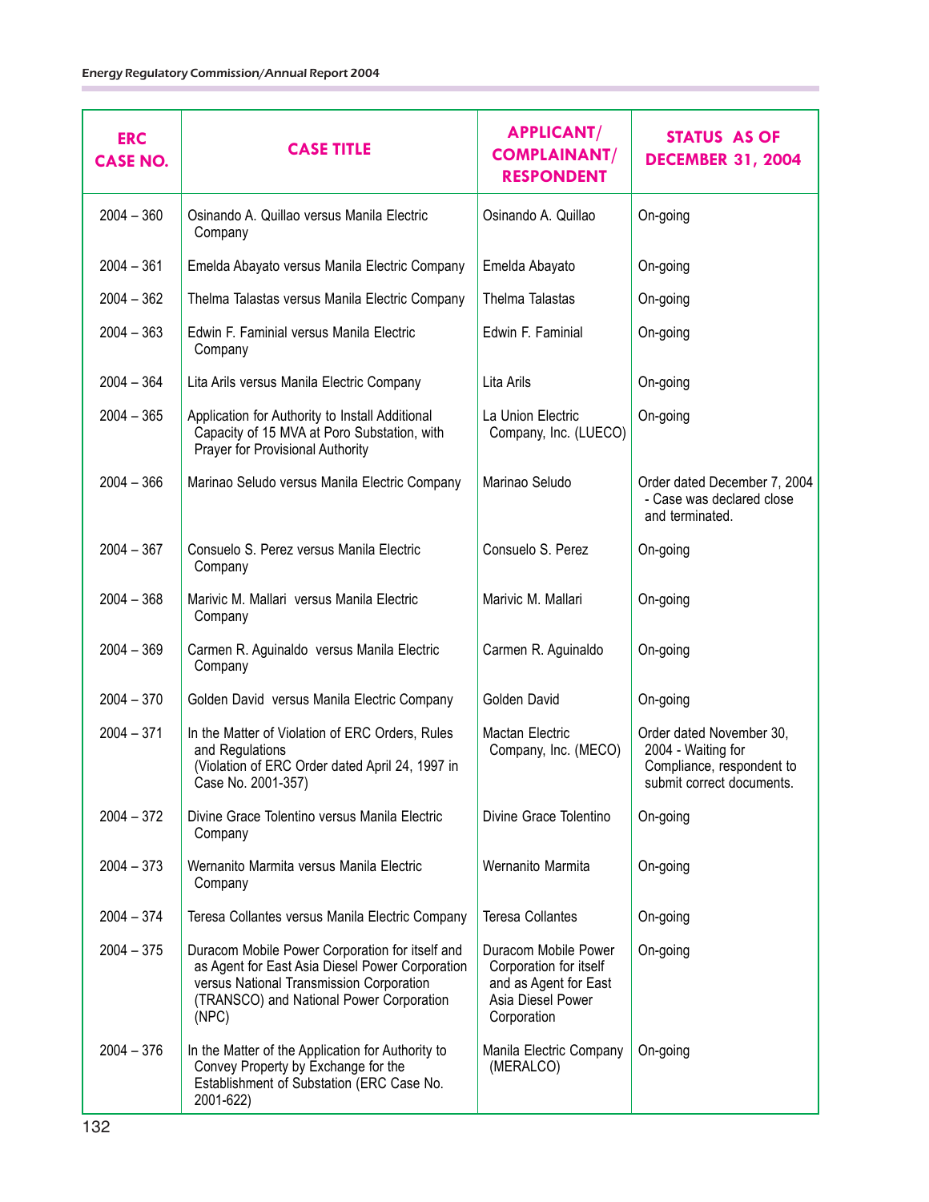| ERC CASE NO. | CASE TITLE | APPLICANT/ COMPLAINANT/ RESPONDENT | STATUS AS OF DECEMBER 31, 2004 |
|---|---|---|---|
| 2004 – 360 | Osinando A. Quillao versus Manila Electric Company | Osinando A. Quillao | On-going |
| 2004 – 361 | Emelda Abayato versus Manila Electric Company | Emelda Abayato | On-going |
| 2004 – 362 | Thelma Talastas versus Manila Electric Company | Thelma Talastas | On-going |
| 2004 – 363 | Edwin F. Faminial versus Manila Electric Company | Edwin F. Faminial | On-going |
| 2004 – 364 | Lita Arils versus Manila Electric Company | Lita Arils | On-going |
| 2004 – 365 | Application for Authority to Install Additional Capacity of 15 MVA at Poro Substation, with Prayer for Provisional Authority | La Union Electric Company, Inc. (LUECO) | On-going |
| 2004 – 366 | Marinao Seludo versus Manila Electric Company | Marinao Seludo | Order dated December 7, 2004 - Case was declared close and terminated. |
| 2004 – 367 | Consuelo S. Perez versus Manila Electric Company | Consuelo S. Perez | On-going |
| 2004 – 368 | Marivic M. Mallari versus Manila Electric Company | Marivic M. Mallari | On-going |
| 2004 – 369 | Carmen R. Aguinaldo versus Manila Electric Company | Carmen R. Aguinaldo | On-going |
| 2004 – 370 | Golden David versus Manila Electric Company | Golden David | On-going |
| 2004 – 371 | In the Matter of Violation of ERC Orders, Rules and Regulations (Violation of ERC Order dated April 24, 1997 in Case No. 2001-357) | Mactan Electric Company, Inc. (MECO) | Order dated November 30, 2004 - Waiting for Compliance, respondent to submit correct documents. |
| 2004 – 372 | Divine Grace Tolentino versus Manila Electric Company | Divine Grace Tolentino | On-going |
| 2004 – 373 | Wernanito Marmita versus Manila Electric Company | Wernanito Marmita | On-going |
| 2004 – 374 | Teresa Collantes versus Manila Electric Company | Teresa Collantes | On-going |
| 2004 – 375 | Duracom Mobile Power Corporation for itself and as Agent for East Asia Diesel Power Corporation versus National Transmission Corporation (TRANSCO) and National Power Corporation (NPC) | Duracom Mobile Power Corporation for itself and as Agent for East Asia Diesel Power Corporation | On-going |
| 2004 – 376 | In the Matter of the Application for Authority to Convey Property by Exchange for the Establishment of Substation (ERC Case No. 2001-622) | Manila Electric Company (MERALCO) | On-going |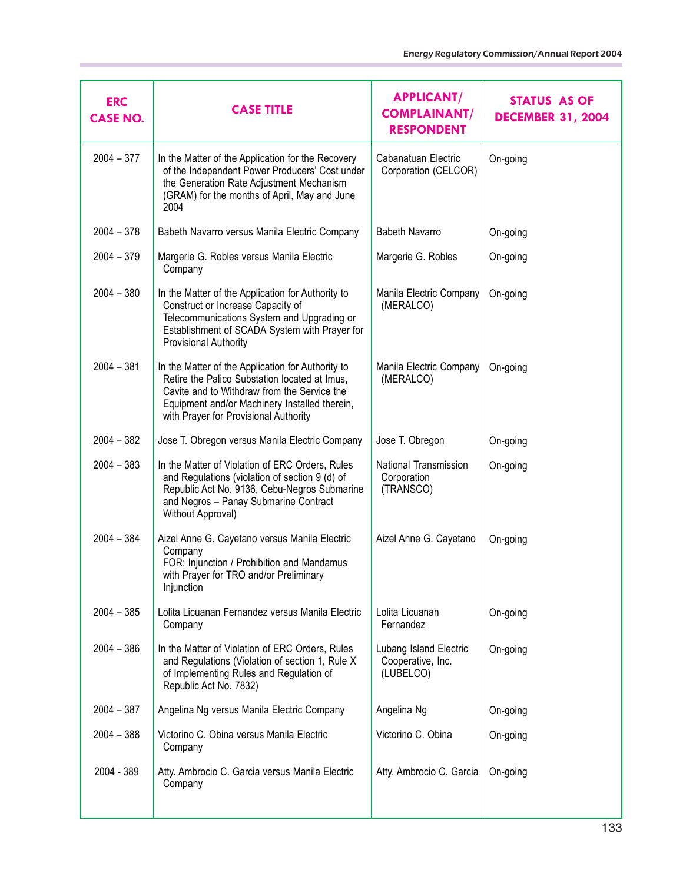| ERC CASE NO. | CASE TITLE | APPLICANT/ COMPLAINANT/ RESPONDENT | STATUS AS OF DECEMBER 31, 2004 |
|---|---|---|---|
| 2004 – 377 | In the Matter of the Application for the Recovery of the Independent Power Producers' Cost under the Generation Rate Adjustment Mechanism (GRAM) for the months of April, May and June 2004 | Cabanatuan Electric Corporation (CELCOR) | On-going |
| 2004 – 378 | Babeth Navarro versus Manila Electric Company | Babeth Navarro | On-going |
| 2004 – 379 | Margerie G. Robles versus Manila Electric Company | Margerie G. Robles | On-going |
| 2004 – 380 | In the Matter of the Application for Authority to Construct or Increase Capacity of Telecommunications System and Upgrading or Establishment of SCADA System with Prayer for Provisional Authority | Manila Electric Company (MERALCO) | On-going |
| 2004 – 381 | In the Matter of the Application for Authority to Retire the Palico Substation located at Imus, Cavite and to Withdraw from the Service the Equipment and/or Machinery Installed therein, with Prayer for Provisional Authority | Manila Electric Company (MERALCO) | On-going |
| 2004 – 382 | Jose T. Obregon versus Manila Electric Company | Jose T. Obregon | On-going |
| 2004 – 383 | In the Matter of Violation of ERC Orders, Rules and Regulations (violation of section 9 (d) of Republic Act No. 9136, Cebu-Negros Submarine and Negros – Panay Submarine Contract Without Approval) | National Transmission Corporation (TRANSCO) | On-going |
| 2004 – 384 | Aizel Anne G. Cayetano versus Manila Electric Company FOR: Injunction / Prohibition and Mandamus with Prayer for TRO and/or Preliminary Injunction | Aizel Anne G. Cayetano | On-going |
| 2004 – 385 | Lolita Licuanan Fernandez versus Manila Electric Company | Lolita Licuanan Fernandez | On-going |
| 2004 – 386 | In the Matter of Violation of ERC Orders, Rules and Regulations (Violation of section 1, Rule X of Implementing Rules and Regulation of Republic Act No. 7832) | Lubang Island Electric Cooperative, Inc. (LUBELCO) | On-going |
| 2004 – 387 | Angelina Ng versus Manila Electric Company | Angelina Ng | On-going |
| 2004 – 388 | Victorino C. Obina versus Manila Electric Company | Victorino C. Obina | On-going |
| 2004 - 389 | Atty. Ambrocio C. Garcia versus Manila Electric Company | Atty. Ambrocio C. Garcia | On-going |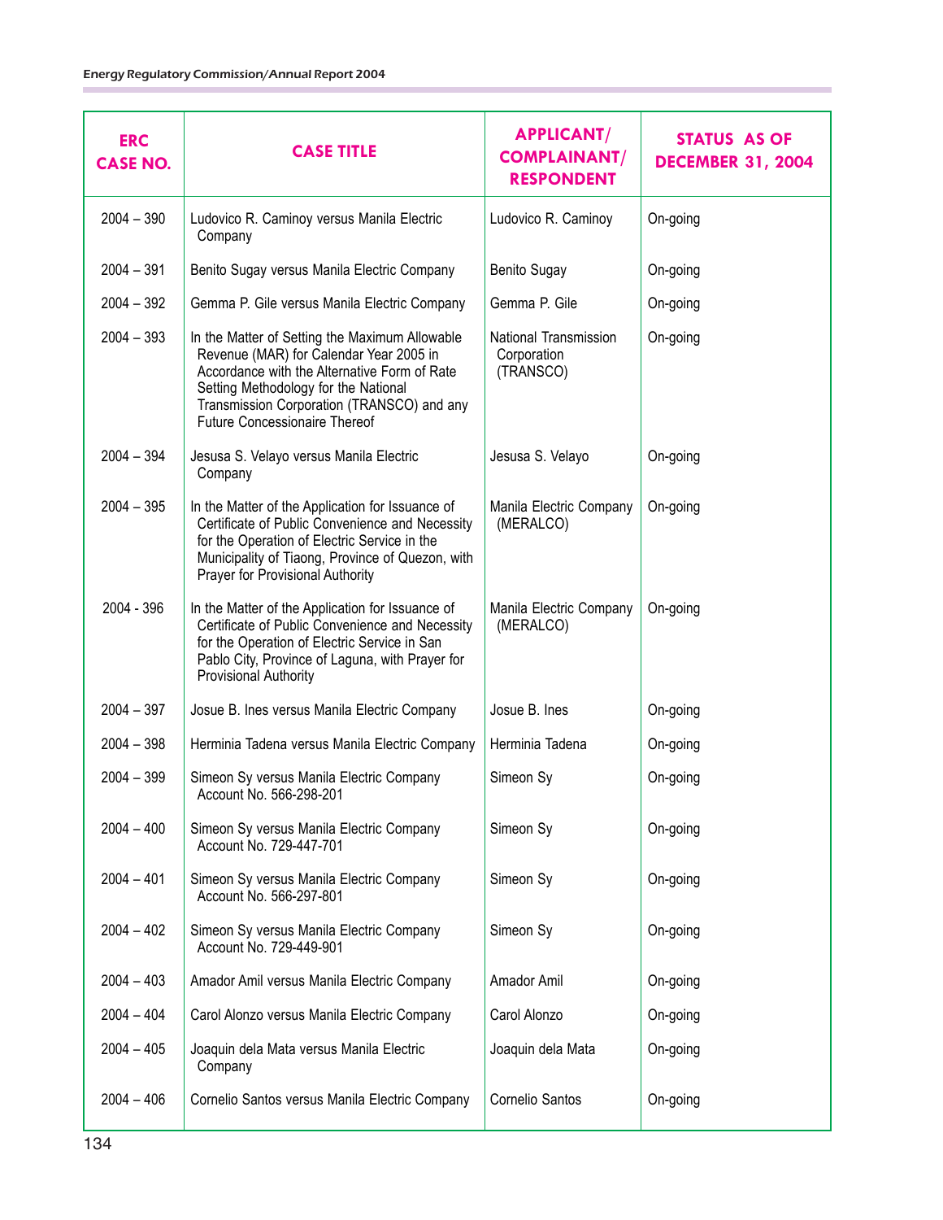| ERC CASE NO. | CASE TITLE | APPLICANT/ COMPLAINANT/ RESPONDENT | STATUS AS OF DECEMBER 31, 2004 |
|---|---|---|---|
| 2004 – 390 | Ludovico R. Caminoy versus Manila Electric Company | Ludovico R. Caminoy | On-going |
| 2004 – 391 | Benito Sugay versus Manila Electric Company | Benito Sugay | On-going |
| 2004 – 392 | Gemma P. Gile versus Manila Electric Company | Gemma P. Gile | On-going |
| 2004 – 393 | In the Matter of Setting the Maximum Allowable Revenue (MAR) for Calendar Year 2005 in Accordance with the Alternative Form of Rate Setting Methodology for the National Transmission Corporation (TRANSCO) and any Future Concessionaire Thereof | National Transmission Corporation (TRANSCO) | On-going |
| 2004 – 394 | Jesusa S. Velayo versus Manila Electric Company | Jesusa S. Velayo | On-going |
| 2004 – 395 | In the Matter of the Application for Issuance of Certificate of Public Convenience and Necessity for the Operation of Electric Service in the Municipality of Tiaong, Province of Quezon, with Prayer for Provisional Authority | Manila Electric Company (MERALCO) | On-going |
| 2004 - 396 | In the Matter of the Application for Issuance of Certificate of Public Convenience and Necessity for the Operation of Electric Service in San Pablo City, Province of Laguna, with Prayer for Provisional Authority | Manila Electric Company (MERALCO) | On-going |
| 2004 – 397 | Josue B. Ines versus Manila Electric Company | Josue B. Ines | On-going |
| 2004 – 398 | Herminia Tadena versus Manila Electric Company | Herminia Tadena | On-going |
| 2004 – 399 | Simeon Sy versus Manila Electric Company Account No. 566-298-201 | Simeon Sy | On-going |
| 2004 – 400 | Simeon Sy versus Manila Electric Company Account No. 729-447-701 | Simeon Sy | On-going |
| 2004 – 401 | Simeon Sy versus Manila Electric Company Account No. 566-297-801 | Simeon Sy | On-going |
| 2004 – 402 | Simeon Sy versus Manila Electric Company Account No. 729-449-901 | Simeon Sy | On-going |
| 2004 – 403 | Amador Amil versus Manila Electric Company | Amador Amil | On-going |
| 2004 – 404 | Carol Alonzo versus Manila Electric Company | Carol Alonzo | On-going |
| 2004 – 405 | Joaquin dela Mata versus Manila Electric Company | Joaquin dela Mata | On-going |
| 2004 – 406 | Cornelio Santos versus Manila Electric Company | Cornelio Santos | On-going |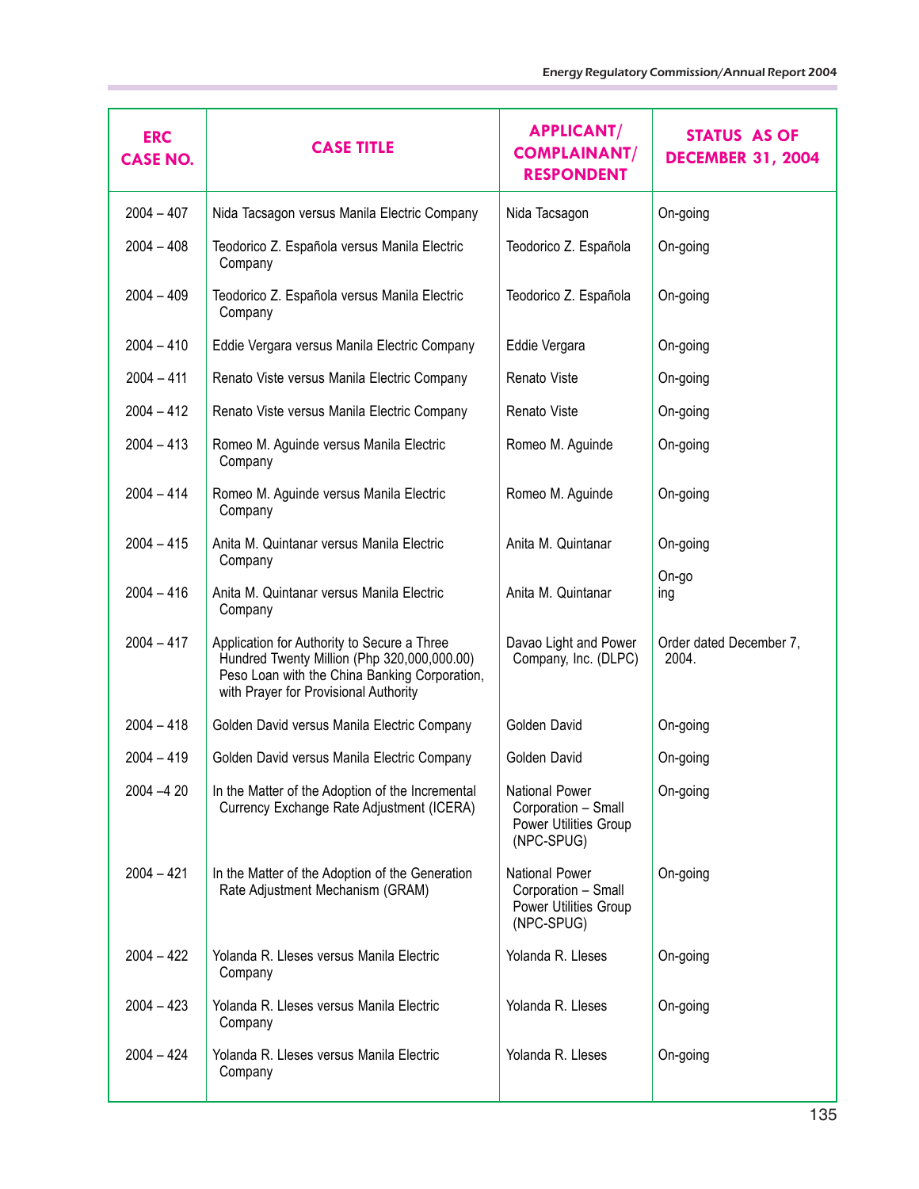| ERC CASE NO. | CASE TITLE | APPLICANT/ COMPLAINANT/ RESPONDENT | STATUS AS OF DECEMBER 31, 2004 |
|---|---|---|---|
| 2004 – 407 | Nida Tacsagon versus Manila Electric Company | Nida Tacsagon | On-going |
| 2004 – 408 | Teodorico Z. Española versus Manila Electric Company | Teodorico Z. Española | On-going |
| 2004 – 409 | Teodorico Z. Española versus Manila Electric Company | Teodorico Z. Española | On-going |
| 2004 – 410 | Eddie Vergara versus Manila Electric Company | Eddie Vergara | On-going |
| 2004 – 411 | Renato Viste versus Manila Electric Company | Renato Viste | On-going |
| 2004 – 412 | Renato Viste versus Manila Electric Company | Renato Viste | On-going |
| 2004 – 413 | Romeo M. Aguinde versus Manila Electric Company | Romeo M. Aguinde | On-going |
| 2004 – 414 | Romeo M. Aguinde versus Manila Electric Company | Romeo M. Aguinde | On-going |
| 2004 – 415 | Anita M. Quintanar versus Manila Electric Company | Anita M. Quintanar | On-going |
| 2004 – 416 | Anita M. Quintanar versus Manila Electric Company | Anita M. Quintanar | On-go ing |
| 2004 – 417 | Application for Authority to Secure a Three Hundred Twenty Million (Php 320,000,000.00) Peso Loan with the China Banking Corporation, with Prayer for Provisional Authority | Davao Light and Power Company, Inc. (DLPC) | Order dated December 7, 2004. |
| 2004 – 418 | Golden David versus Manila Electric Company | Golden David | On-going |
| 2004 – 419 | Golden David versus Manila Electric Company | Golden David | On-going |
| 2004 –4 20 | In the Matter of the Adoption of the Incremental Currency Exchange Rate Adjustment (ICERA) | National Power Corporation – Small Power Utilities Group (NPC-SPUG) | On-going |
| 2004 – 421 | In the Matter of the Adoption of the Generation Rate Adjustment Mechanism (GRAM) | National Power Corporation – Small Power Utilities Group (NPC-SPUG) | On-going |
| 2004 – 422 | Yolanda R. Lleses versus Manila Electric Company | Yolanda R. Lleses | On-going |
| 2004 – 423 | Yolanda R. Lleses versus Manila Electric Company | Yolanda R. Lleses | On-going |
| 2004 – 424 | Yolanda R. Lleses versus Manila Electric Company | Yolanda R. Lleses | On-going |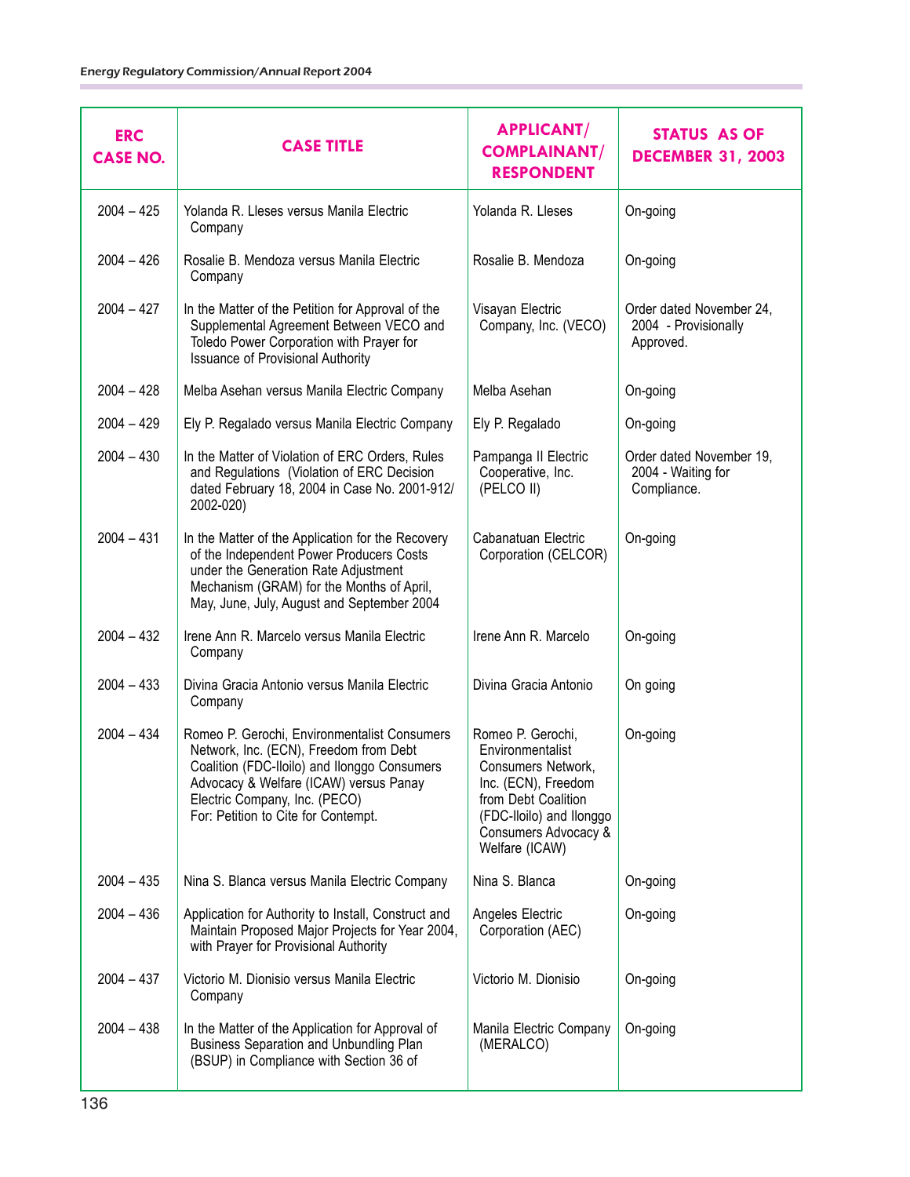| ERC CASE NO. | CASE TITLE | APPLICANT/ COMPLAINANT/ RESPONDENT | STATUS AS OF DECEMBER 31, 2003 |
|---|---|---|---|
| 2004 – 425 | Yolanda R. Lleses versus Manila Electric Company | Yolanda R. Lleses | On-going |
| 2004 – 426 | Rosalie B. Mendoza versus Manila Electric Company | Rosalie B. Mendoza | On-going |
| 2004 – 427 | In the Matter of the Petition for Approval of the Supplemental Agreement Between VECO and Toledo Power Corporation with Prayer for Issuance of Provisional Authority | Visayan Electric Company, Inc. (VECO) | Order dated November 24, 2004 - Provisionally Approved. |
| 2004 – 428 | Melba Asehan versus Manila Electric Company | Melba Asehan | On-going |
| 2004 – 429 | Ely P. Regalado versus Manila Electric Company | Ely P. Regalado | On-going |
| 2004 – 430 | In the Matter of Violation of ERC Orders, Rules and Regulations (Violation of ERC Decision dated February 18, 2004 in Case No. 2001-912/ 2002-020) | Pampanga II Electric Cooperative, Inc. (PELCO II) | Order dated November 19, 2004 - Waiting for Compliance. |
| 2004 – 431 | In the Matter of the Application for the Recovery of the Independent Power Producers Costs under the Generation Rate Adjustment Mechanism (GRAM) for the Months of April, May, June, July, August and September 2004 | Cabanatuan Electric Corporation (CELCOR) | On-going |
| 2004 – 432 | Irene Ann R. Marcelo versus Manila Electric Company | Irene Ann R. Marcelo | On-going |
| 2004 – 433 | Divina Gracia Antonio versus Manila Electric Company | Divina Gracia Antonio | On going |
| 2004 – 434 | Romeo P. Gerochi, Environmentalist Consumers Network, Inc. (ECN), Freedom from Debt Coalition (FDC-Iloilo) and Ilonggo Consumers Advocacy & Welfare (ICAW) versus Panay Electric Company, Inc. (PECO) For: Petition to Cite for Contempt. | Romeo P. Gerochi, Environmentalist Consumers Network, Inc. (ECN), Freedom from Debt Coalition (FDC-Iloilo) and Ilonggo Consumers Advocacy & Welfare (ICAW) | On-going |
| 2004 – 435 | Nina S. Blanca versus Manila Electric Company | Nina S. Blanca | On-going |
| 2004 – 436 | Application for Authority to Install, Construct and Maintain Proposed Major Projects for Year 2004, with Prayer for Provisional Authority | Angeles Electric Corporation (AEC) | On-going |
| 2004 – 437 | Victorio M. Dionisio versus Manila Electric Company | Victorio M. Dionisio | On-going |
| 2004 – 438 | In the Matter of the Application for Approval of Business Separation and Unbundling Plan (BSUP) in Compliance with Section 36 of | Manila Electric Company (MERALCO) | On-going |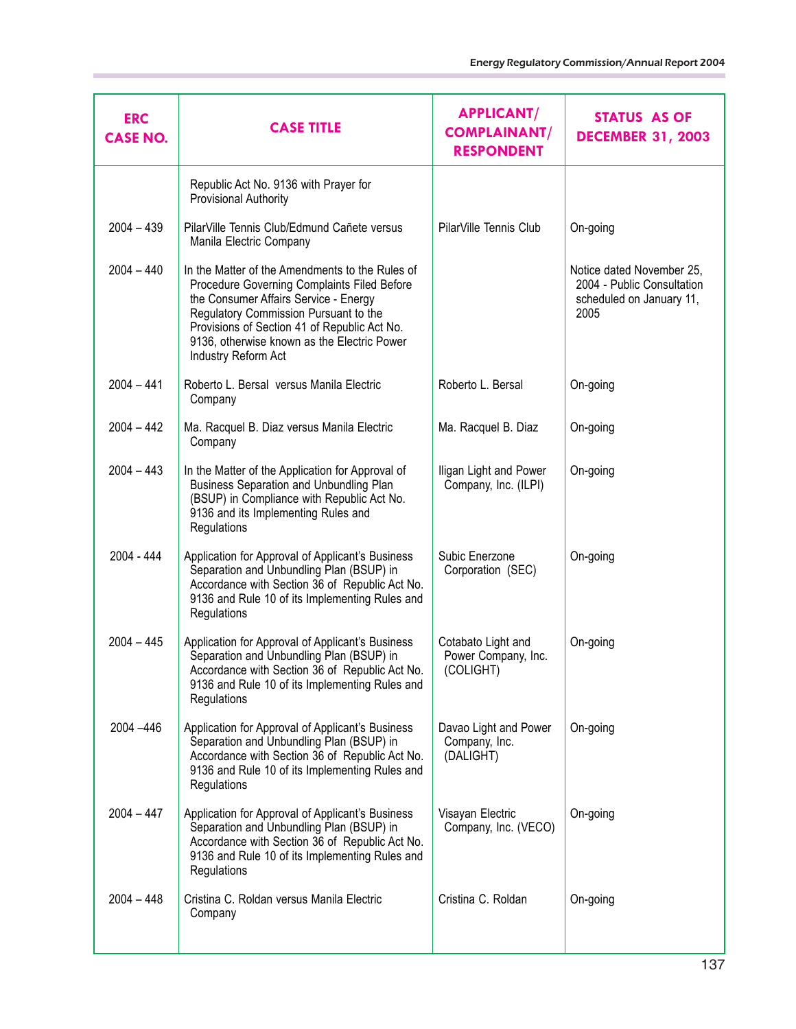| ERC CASE NO. | CASE TITLE | APPLICANT/ COMPLAINANT/ RESPONDENT | STATUS AS OF DECEMBER 31, 2003 |
|---|---|---|---|
| | Republic Act No. 9136 with Prayer for Provisional Authority | | |
| 2004 – 439 | PilarVille Tennis Club/Edmund Cañete versus Manila Electric Company | PilarVille Tennis Club | On-going |
| 2004 – 440 | In the Matter of the Amendments to the Rules of Procedure Governing Complaints Filed Before the Consumer Affairs Service - Energy Regulatory Commission Pursuant to the Provisions of Section 41 of Republic Act No. 9136, otherwise known as the Electric Power Industry Reform Act | | Notice dated November 25, 2004 - Public Consultation scheduled on January 11, 2005 |
| 2004 – 441 | Roberto L. Bersal versus Manila Electric Company | Roberto L. Bersal | On-going |
| 2004 – 442 | Ma. Racquel B. Diaz versus Manila Electric Company | Ma. Racquel B. Diaz | On-going |
| 2004 – 443 | In the Matter of the Application for Approval of Business Separation and Unbundling Plan (BSUP) in Compliance with Republic Act No. 9136 and its Implementing Rules and Regulations | Iligan Light and Power Company, Inc. (ILPI) | On-going |
| 2004 - 444 | Application for Approval of Applicant's Business Separation and Unbundling Plan (BSUP) in Accordance with Section 36 of Republic Act No. 9136 and Rule 10 of its Implementing Rules and Regulations | Subic Enerzone Corporation (SEC) | On-going |
| 2004 – 445 | Application for Approval of Applicant's Business Separation and Unbundling Plan (BSUP) in Accordance with Section 36 of Republic Act No. 9136 and Rule 10 of its Implementing Rules and Regulations | Cotabato Light and Power Company, Inc. (COLIGHT) | On-going |
| 2004 –446 | Application for Approval of Applicant's Business Separation and Unbundling Plan (BSUP) in Accordance with Section 36 of Republic Act No. 9136 and Rule 10 of its Implementing Rules and Regulations | Davao Light and Power Company, Inc. (DALIGHT) | On-going |
| 2004 – 447 | Application for Approval of Applicant's Business Separation and Unbundling Plan (BSUP) in Accordance with Section 36 of Republic Act No. 9136 and Rule 10 of its Implementing Rules and Regulations | Visayan Electric Company, Inc. (VECO) | On-going |
| 2004 – 448 | Cristina C. Roldan versus Manila Electric Company | Cristina C. Roldan | On-going |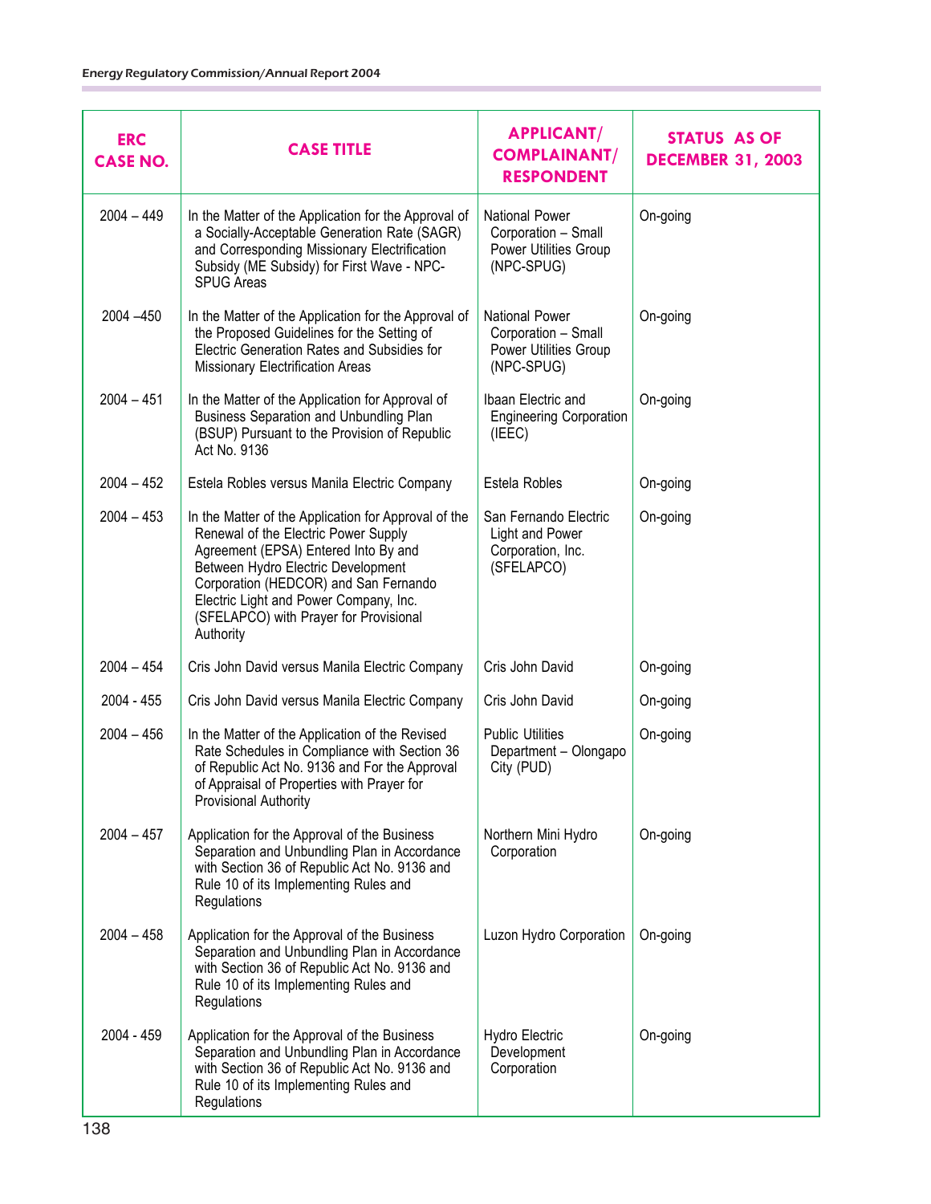| ERC CASE NO. | CASE TITLE | APPLICANT/ COMPLAINANT/ RESPONDENT | STATUS AS OF DECEMBER 31, 2003 |
|---|---|---|---|
| 2004 – 449 | In the Matter of the Application for the Approval of a Socially-Acceptable Generation Rate (SAGR) and Corresponding Missionary Electrification Subsidy (ME Subsidy) for First Wave - NPC-SPUG Areas | National Power Corporation – Small Power Utilities Group (NPC-SPUG) | On-going |
| 2004 –450 | In the Matter of the Application for the Approval of the Proposed Guidelines for the Setting of Electric Generation Rates and Subsidies for Missionary Electrification Areas | National Power Corporation – Small Power Utilities Group (NPC-SPUG) | On-going |
| 2004 – 451 | In the Matter of the Application for Approval of Business Separation and Unbundling Plan (BSUP) Pursuant to the Provision of Republic Act No. 9136 | Ibaan Electric and Engineering Corporation (IEEC) | On-going |
| 2004 – 452 | Estela Robles versus Manila Electric Company | Estela Robles | On-going |
| 2004 – 453 | In the Matter of the Application for Approval of the Renewal of the Electric Power Supply Agreement (EPSA) Entered Into By and Between Hydro Electric Development Corporation (HEDCOR) and San Fernando Electric Light and Power Company, Inc. (SFELAPCO) with Prayer for Provisional Authority | San Fernando Electric Light and Power Corporation, Inc. (SFELAPCO) | On-going |
| 2004 – 454 | Cris John David versus Manila Electric Company | Cris John David | On-going |
| 2004 - 455 | Cris John David versus Manila Electric Company | Cris John David | On-going |
| 2004 – 456 | In the Matter of the Application of the Revised Rate Schedules in Compliance with Section 36 of Republic Act No. 9136 and For the Approval of Appraisal of Properties with Prayer for Provisional Authority | Public Utilities Department – Olongapo City (PUD) | On-going |
| 2004 – 457 | Application for the Approval of the Business Separation and Unbundling Plan in Accordance with Section 36 of Republic Act No. 9136 and Rule 10 of its Implementing Rules and Regulations | Northern Mini Hydro Corporation | On-going |
| 2004 – 458 | Application for the Approval of the Business Separation and Unbundling Plan in Accordance with Section 36 of Republic Act No. 9136 and Rule 10 of its Implementing Rules and Regulations | Luzon Hydro Corporation | On-going |
| 2004 - 459 | Application for the Approval of the Business Separation and Unbundling Plan in Accordance with Section 36 of Republic Act No. 9136 and Rule 10 of its Implementing Rules and Regulations | Hydro Electric Development Corporation | On-going |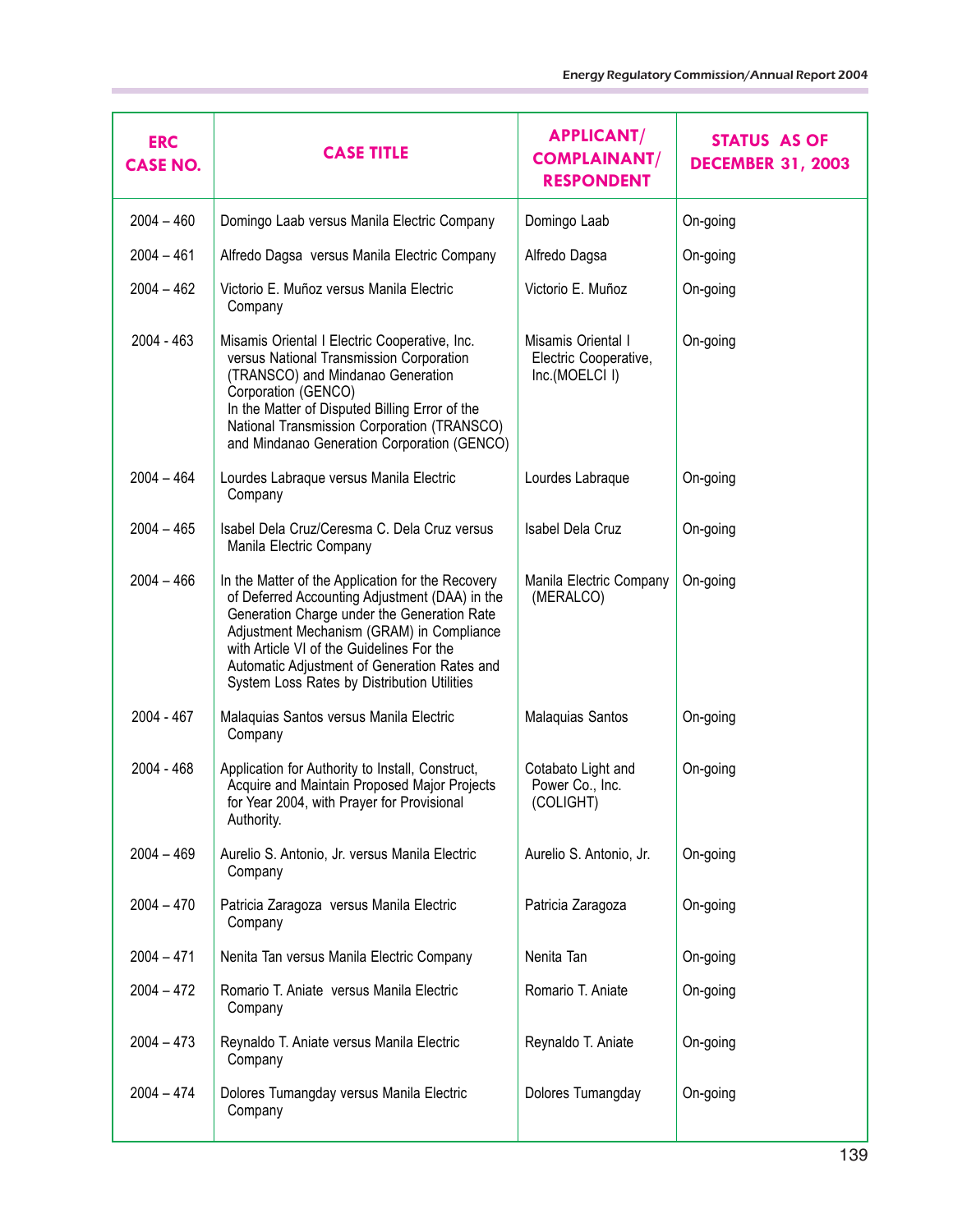| ERC CASE NO. | CASE TITLE | APPLICANT/ COMPLAINANT/ RESPONDENT | STATUS AS OF DECEMBER 31, 2003 |
|---|---|---|---|
| 2004 – 460 | Domingo Laab versus Manila Electric Company | Domingo Laab | On-going |
| 2004 – 461 | Alfredo Dagsa versus Manila Electric Company | Alfredo Dagsa | On-going |
| 2004 – 462 | Victorio E. Muñoz versus Manila Electric Company | Victorio E. Muñoz | On-going |
| 2004 - 463 | Misamis Oriental I Electric Cooperative, Inc. versus National Transmission Corporation (TRANSCO) and Mindanao Generation Corporation (GENCO) In the Matter of Disputed Billing Error of the National Transmission Corporation (TRANSCO) and Mindanao Generation Corporation (GENCO) | Misamis Oriental I Electric Cooperative, Inc.(MOELCI I) | On-going |
| 2004 – 464 | Lourdes Labraque versus Manila Electric Company | Lourdes Labraque | On-going |
| 2004 – 465 | Isabel Dela Cruz/Ceresma C. Dela Cruz versus Manila Electric Company | Isabel Dela Cruz | On-going |
| 2004 – 466 | In the Matter of the Application for the Recovery of Deferred Accounting Adjustment (DAA) in the Generation Charge under the Generation Rate Adjustment Mechanism (GRAM) in Compliance with Article VI of the Guidelines For the Automatic Adjustment of Generation Rates and System Loss Rates by Distribution Utilities | Manila Electric Company (MERALCO) | On-going |
| 2004 - 467 | Malaquias Santos versus Manila Electric Company | Malaquias Santos | On-going |
| 2004 - 468 | Application for Authority to Install, Construct, Acquire and Maintain Proposed Major Projects for Year 2004, with Prayer for Provisional Authority. | Cotabato Light and Power Co., Inc. (COLIGHT) | On-going |
| 2004 – 469 | Aurelio S. Antonio, Jr. versus Manila Electric Company | Aurelio S. Antonio, Jr. | On-going |
| 2004 – 470 | Patricia Zaragoza versus Manila Electric Company | Patricia Zaragoza | On-going |
| 2004 – 471 | Nenita Tan versus Manila Electric Company | Nenita Tan | On-going |
| 2004 – 472 | Romario T. Aniate versus Manila Electric Company | Romario T. Aniate | On-going |
| 2004 – 473 | Reynaldo T. Aniate versus Manila Electric Company | Reynaldo T. Aniate | On-going |
| 2004 – 474 | Dolores Tumangday versus Manila Electric Company | Dolores Tumangday | On-going |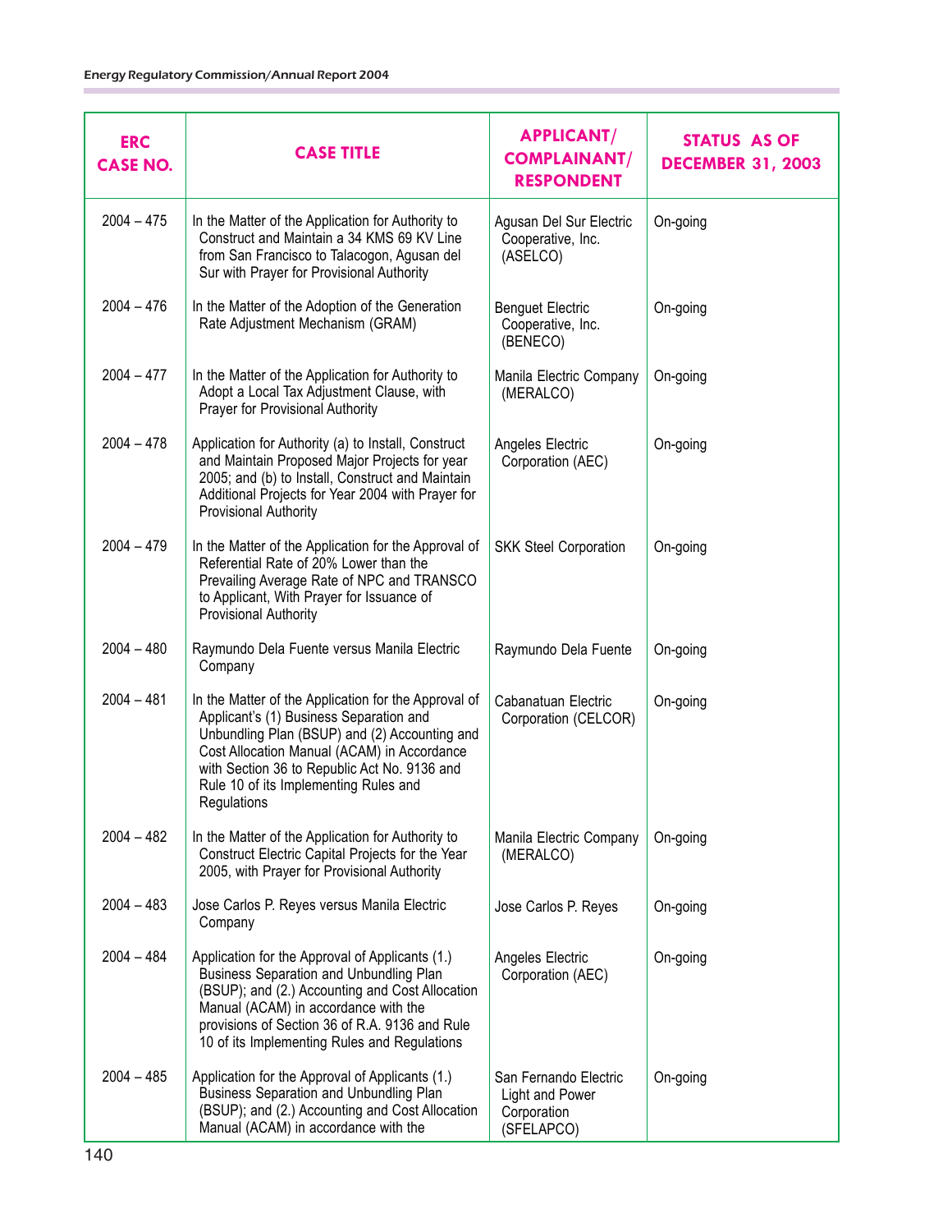| ERC CASE NO. | CASE TITLE | APPLICANT/ COMPLAINANT/ RESPONDENT | STATUS AS OF DECEMBER 31, 2003 |
|---|---|---|---|
| 2004 – 475 | In the Matter of the Application for Authority to Construct and Maintain a 34 KMS 69 KV Line from San Francisco to Talacogon, Agusan del Sur with Prayer for Provisional Authority | Agusan Del Sur Electric Cooperative, Inc. (ASELCO) | On-going |
| 2004 – 476 | In the Matter of the Adoption of the Generation Rate Adjustment Mechanism (GRAM) | Benguet Electric Cooperative, Inc. (BENECO) | On-going |
| 2004 – 477 | In the Matter of the Application for Authority to Adopt a Local Tax Adjustment Clause, with Prayer for Provisional Authority | Manila Electric Company (MERALCO) | On-going |
| 2004 – 478 | Application for Authority (a) to Install, Construct and Maintain Proposed Major Projects for year 2005; and (b) to Install, Construct and Maintain Additional Projects for Year 2004 with Prayer for Provisional Authority | Angeles Electric Corporation (AEC) | On-going |
| 2004 – 479 | In the Matter of the Application for the Approval of Referential Rate of 20% Lower than the Prevailing Average Rate of NPC and TRANSCO to Applicant, With Prayer for Issuance of Provisional Authority | SKK Steel Corporation | On-going |
| 2004 – 480 | Raymundo Dela Fuente versus Manila Electric Company | Raymundo Dela Fuente | On-going |
| 2004 – 481 | In the Matter of the Application for the Approval of Applicant's (1) Business Separation and Unbundling Plan (BSUP) and (2) Accounting and Cost Allocation Manual (ACAM) in Accordance with Section 36 to Republic Act No. 9136 and Rule 10 of its Implementing Rules and Regulations | Cabanatuan Electric Corporation (CELCOR) | On-going |
| 2004 – 482 | In the Matter of the Application for Authority to Construct Electric Capital Projects for the Year 2005, with Prayer for Provisional Authority | Manila Electric Company (MERALCO) | On-going |
| 2004 – 483 | Jose Carlos P. Reyes versus Manila Electric Company | Jose Carlos P. Reyes | On-going |
| 2004 – 484 | Application for the Approval of Applicants (1.) Business Separation and Unbundling Plan (BSUP); and (2.) Accounting and Cost Allocation Manual (ACAM) in accordance with the provisions of Section 36 of R.A. 9136 and Rule 10 of its Implementing Rules and Regulations | Angeles Electric Corporation (AEC) | On-going |
| 2004 – 485 | Application for the Approval of Applicants (1.) Business Separation and Unbundling Plan (BSUP); and (2.) Accounting and Cost Allocation Manual (ACAM) in accordance with the | San Fernando Electric Light and Power Corporation (SFELAPCO) | On-going |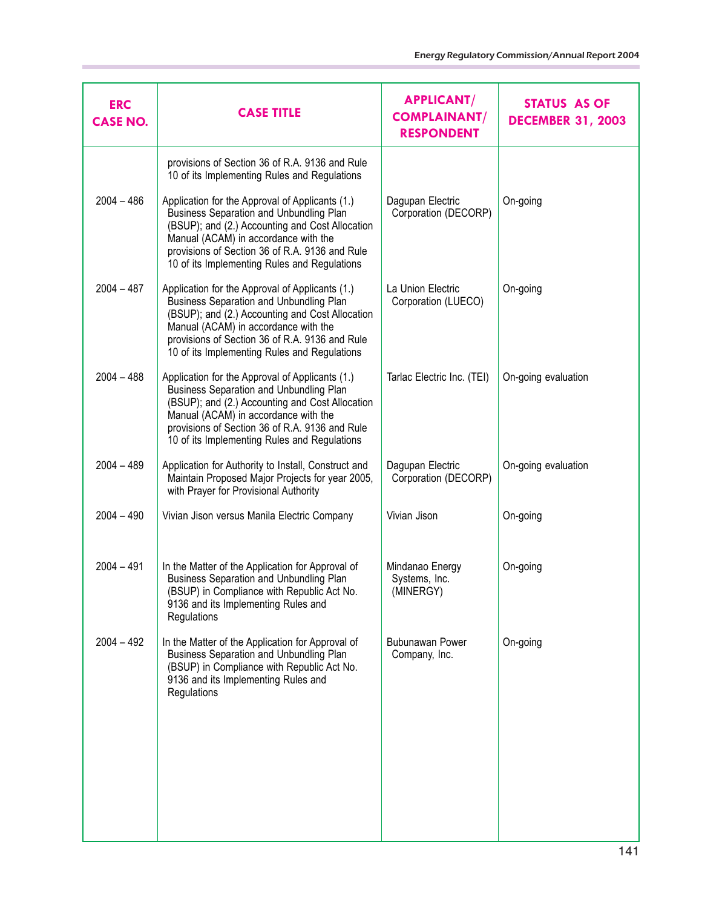| ERC CASE NO. | CASE TITLE | APPLICANT/ COMPLAINANT/ RESPONDENT | STATUS AS OF DECEMBER 31, 2003 |
|---|---|---|---|
| | provisions of Section 36 of R.A. 9136 and Rule 10 of its Implementing Rules and Regulations | | |
| 2004 – 486 | Application for the Approval of Applicants (1.) Business Separation and Unbundling Plan (BSUP); and (2.) Accounting and Cost Allocation Manual (ACAM) in accordance with the provisions of Section 36 of R.A. 9136 and Rule 10 of its Implementing Rules and Regulations | Dagupan Electric Corporation (DECORP) | On-going |
| 2004 – 487 | Application for the Approval of Applicants (1.) Business Separation and Unbundling Plan (BSUP); and (2.) Accounting and Cost Allocation Manual (ACAM) in accordance with the provisions of Section 36 of R.A. 9136 and Rule 10 of its Implementing Rules and Regulations | La Union Electric Corporation (LUECO) | On-going |
| 2004 – 488 | Application for the Approval of Applicants (1.) Business Separation and Unbundling Plan (BSUP); and (2.) Accounting and Cost Allocation Manual (ACAM) in accordance with the provisions of Section 36 of R.A. 9136 and Rule 10 of its Implementing Rules and Regulations | Tarlac Electric Inc. (TEI) | On-going evaluation |
| 2004 – 489 | Application for Authority to Install, Construct and Maintain Proposed Major Projects for year 2005, with Prayer for Provisional Authority | Dagupan Electric Corporation (DECORP) | On-going evaluation |
| 2004 – 490 | Vivian Jison versus Manila Electric Company | Vivian Jison | On-going |
| 2004 – 491 | In the Matter of the Application for Approval of Business Separation and Unbundling Plan (BSUP) in Compliance with Republic Act No. 9136 and its Implementing Rules and Regulations | Mindanao Energy Systems, Inc. (MINERGY) | On-going |
| 2004 – 492 | In the Matter of the Application for Approval of Business Separation and Unbundling Plan (BSUP) in Compliance with Republic Act No. 9136 and its Implementing Rules and Regulations | Bubunawan Power Company, Inc. | On-going |